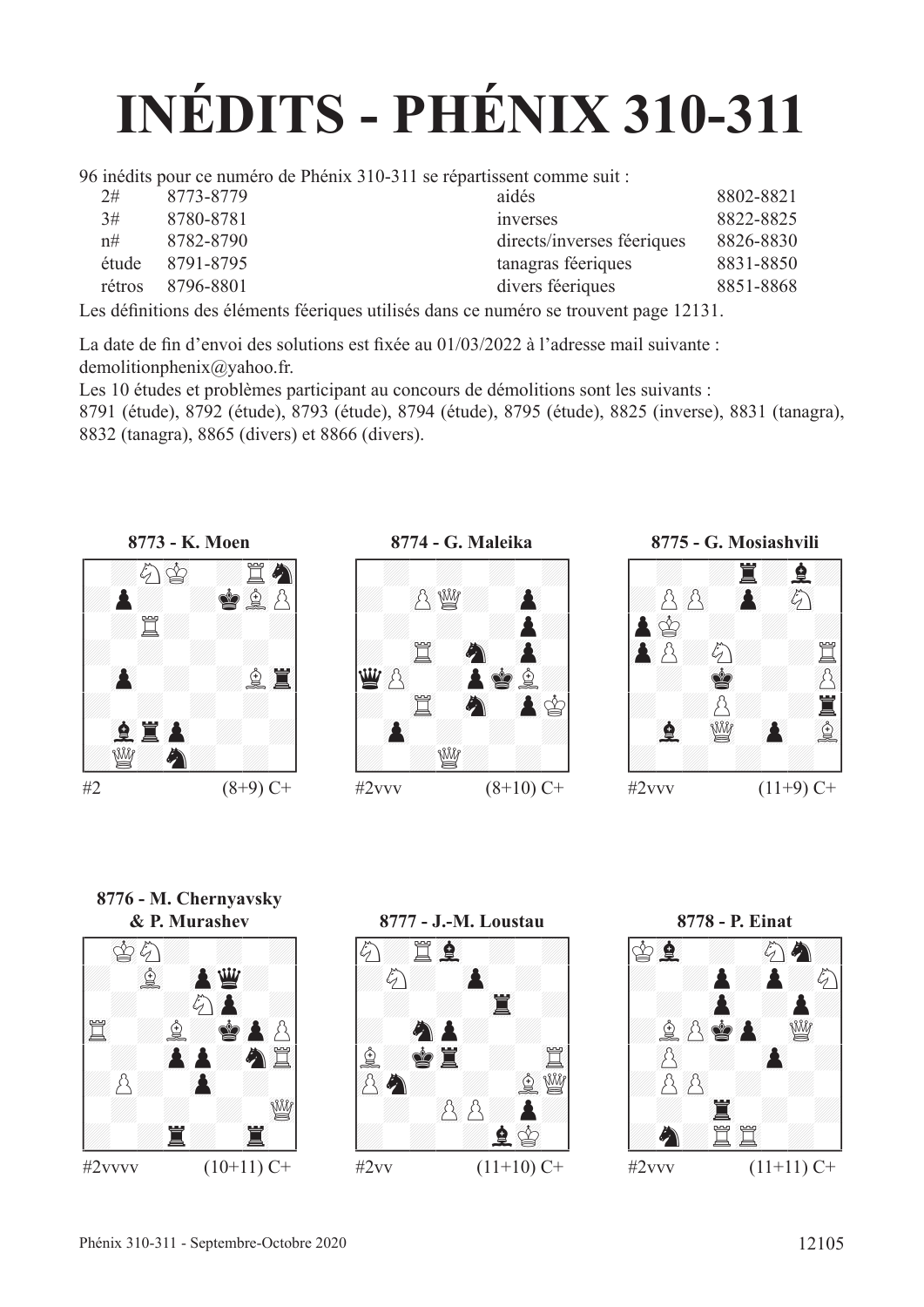# INÉDITS - PHÉNIX 310-311

96 inédits pour ce numéro de Phénix 310-311 se répartissent comme suit :

| | | | |
|---|---|---|---|
| 2# | 8773-8779 | aidés | 8802-8821 |
| 3# | 8780-8781 | inverses | 8822-8825 |
| n# | 8782-8790 | directs/inverses féeriques | 8826-8830 |
| étude | 8791-8795 | tanagras féeriques | 8831-8850 |
| rétros | 8796-8801 | divers féeriques | 8851-8868 |

Les définitions des éléments féeriques utilisés dans ce numéro se trouvent page 12131.

La date de fin d'envoi des solutions est fixée au 01/03/2022 à l'adresse mail suivante : demolitionphenix@yahoo.fr.

Les 10 études et problèmes participant au concours de démolitions sont les suivants :
8791 (étude), 8792 (étude), 8793 (étude), 8794 (étude), 8795 (étude), 8825 (inverse), 8831 (tanagra), 8832 (tanagra), 8865 (divers) et 8866 (divers).

**8773 - K. Moen**

#2 (8+9) C+

**8774 - G. Maleika**

#2vvv (8+10) C+

**8775 - G. Mosiashvili**

#2vvv (11+9) C+

**8776 - M. Chernyavsky & P. Murashev**

#2vvvv (10+11) C+

**8777 - J.-M. Loustau**

#2vv (11+10) C+

**8778 - P. Einat**

#2vvv (11+11) C+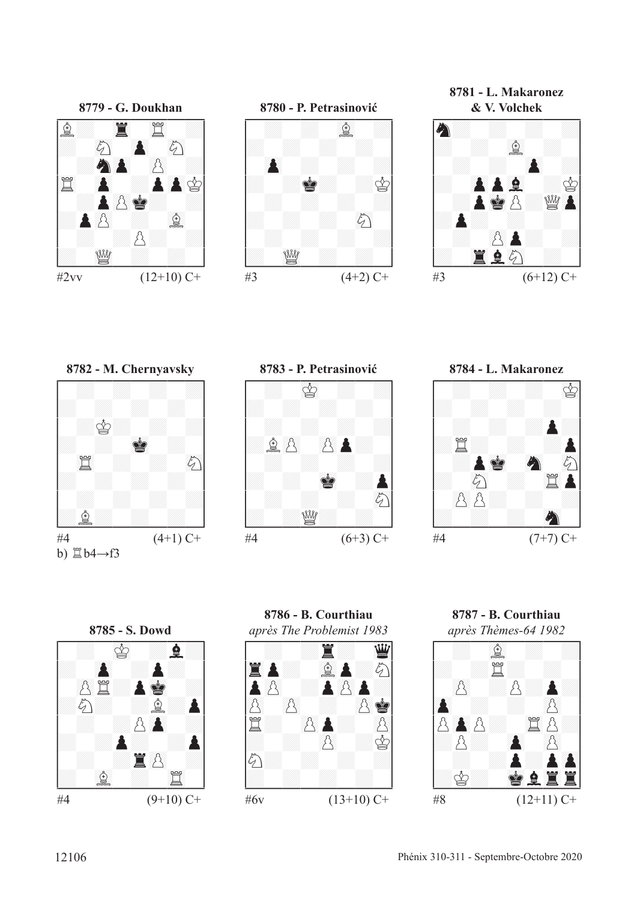**8779 - G. Doukhan**

#2vv (12+10) C+

**8780 - P. Petrasinović**

#3 (4+2) C+

**8781 - L. Makaronez & V. Volchek**

#3 (6+12) C+

**8782 - M. Chernyavsky**

#4 (4+1) C+

b) ♖b4→f3

**8783 - P. Petrasinović**

#4 (6+3) C+

**8784 - L. Makaronez**

#4 (7+7) C+

**8785 - S. Dowd**

#4 (9+10) C+

**8786 - B. Courthiau**
*après The Problemist 1983*

#6v (13+10) C+

**8787 - B. Courthiau**
*après Thèmes-64 1982*

#8 (12+11) C+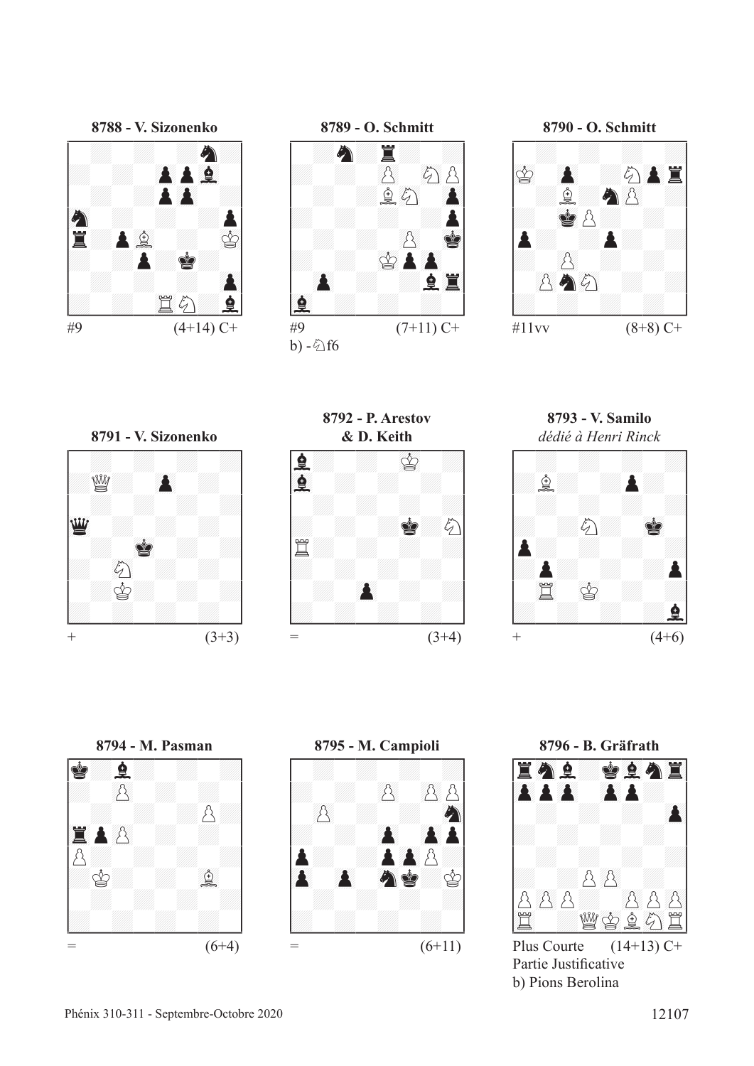**8788 - V. Sizonenko**

#9 (4+14) C+

**8789 - O. Schmitt**

#9 (7+11) C+

b) -♘f6

**8790 - O. Schmitt**

#11vv (8+8) C+

**8791 - V. Sizonenko**

\+ (3+3)

**8792 - P. Arestov & D. Keith**

= (3+4)

**8793 - V. Samilo**

*dédié à Henri Rinck*

\+ (4+6)

**8794 - M. Pasman**

= (6+4)

**8795 - M. Campioli**

= (6+11)

**8796 - B. Gräfrath**

Plus Courte Partie Justificative (14+13) C+

b) Pions Berolina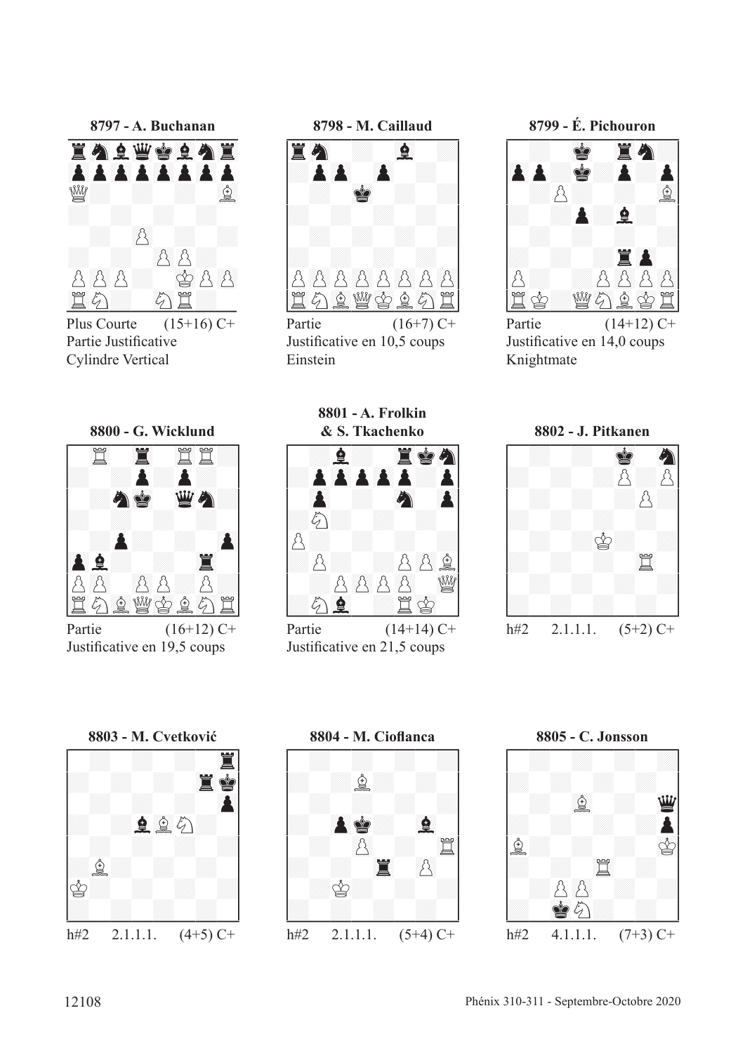**8797 - A. Buchanan**

Plus Courte (15+16) C+
Partie Justificative
Cylindre Vertical

**8798 - M. Caillaud**

Partie (16+7) C+
Justificative en 10,5 coups
Einstein

**8799 - É. Pichouron**

Partie (14+12) C+
Justificative en 14,0 coups
Knightmate

**8800 - G. Wicklund**

Partie (16+12) C+
Justificative en 19,5 coups

**8801 - A. Frolkin & S. Tkachenko**

Partie (14+14) C+
Justificative en 21,5 coups

**8802 - J. Pitkanen**

h#2 2.1.1.1. (5+2) C+

**8803 - M. Cvetković**

h#2 2.1.1.1. (4+5) C+

**8804 - M. Cioflanca**

h#2 2.1.1.1. (5+4) C+

**8805 - C. Jonsson**

h#2 4.1.1.1. (7+3) C+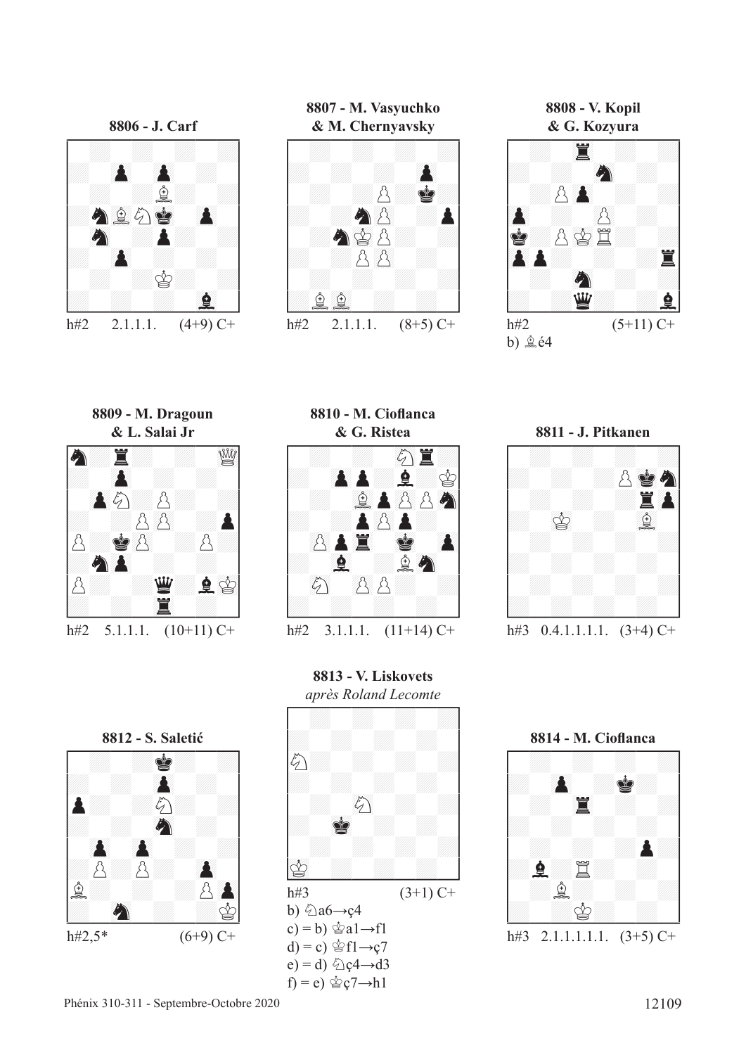**8806 - J. Carf**

h#2 2.1.1.1. (4+9) C+

**8807 - M. Vasyuchko & M. Chernyavsky**

h#2 2.1.1.1. (8+5) C+

**8808 - V. Kopil & G. Kozyura**

h#2 (5+11) C+

b) ♗é4

**8809 - M. Dragoun & L. Salai Jr**

h#2 5.1.1.1. (10+11) C+

**8810 - M. Cioflanca & G. Ristea**

h#2 3.1.1.1. (11+14) C+

**8811 - J. Pitkanen**

h#3 0.4.1.1.1.1.1. (3+4) C+

**8812 - S. Saletić**

h#2,5* (6+9) C+

**8813 - V. Liskovets**

*après Roland Lecomte*

h#3 (3+1) C+

b) ♘a6→ç4

c) = b) ♔a1→f1

d) = c) ♔f1→ç7

e) = d) ♘ç4→d3

f) = e) ♔ç7→h1

**8814 - M. Cioflanca**

h#3 2.1.1.1.1.1. (3+5) C+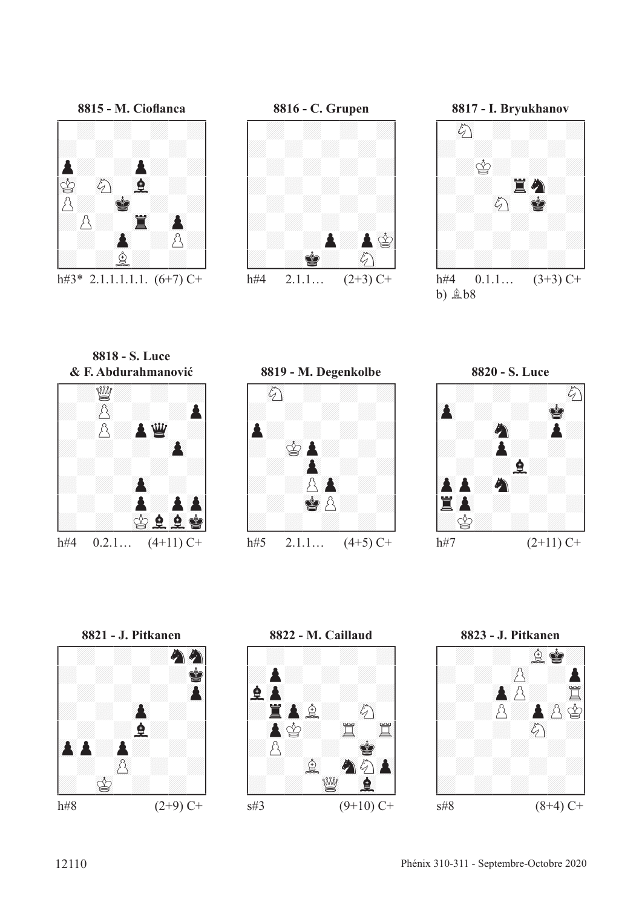**8815 - M. Cioflanca**

h#3* 2.1.1.1.1.1. (6+7) C+

**8816 - C. Grupen**

h#4 2.1.1… (2+3) C+

**8817 - I. Bryukhanov**

h#4 0.1.1… (3+3) C+
b) ♗b8

**8818 - S. Luce & F. Abdurahmanović**

h#4 0.2.1… (4+11) C+

**8819 - M. Degenkolbe**

h#5 2.1.1… (4+5) C+

**8820 - S. Luce**

h#7 (2+11) C+

**8821 - J. Pitkanen**

h#8 (2+9) C+

**8822 - M. Caillaud**

s#3 (9+10) C+

**8823 - J. Pitkanen**

s#8 (8+4) C+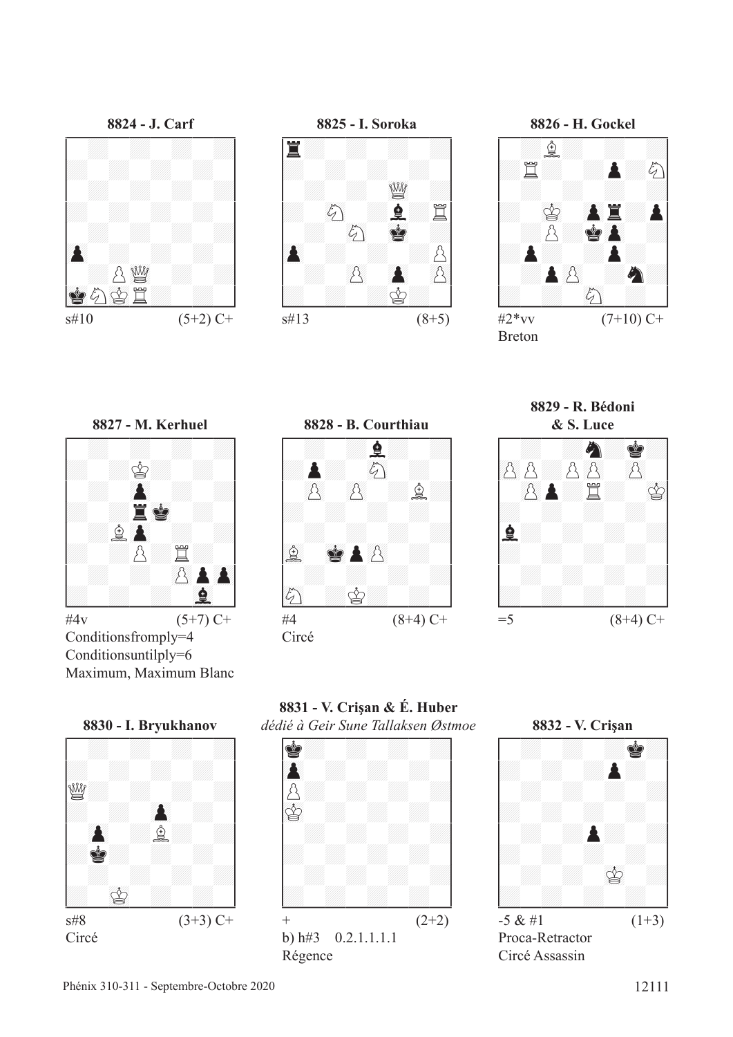**8824 - J. Carf**

s#10 (5+2) C+

**8825 - I. Soroka**

s#13 (8+5)

**8826 - H. Gockel**

#2*vv (7+10) C+
Breton

**8827 - M. Kerhuel**

#4v (5+7) C+
Conditionsfromply=4
Conditionsuntilply=6
Maximum, Maximum Blanc

**8828 - B. Courthiau**

#4 (8+4) C+
Circé

**8829 - R. Bédoni & S. Luce**

=5 (8+4) C+

**8830 - I. Bryukhanov**

s#8 (3+3) C+
Circé

**8831 - V. Crişan & É. Huber**
*dédié à Geir Sune Tallaksen Østmoe*

\+ (2+2)
b) h#3 0.2.1.1.1.1
Régence

**8832 - V. Crişan**

-5 & #1 (1+3)
Proca-Retractor
Circé Assassin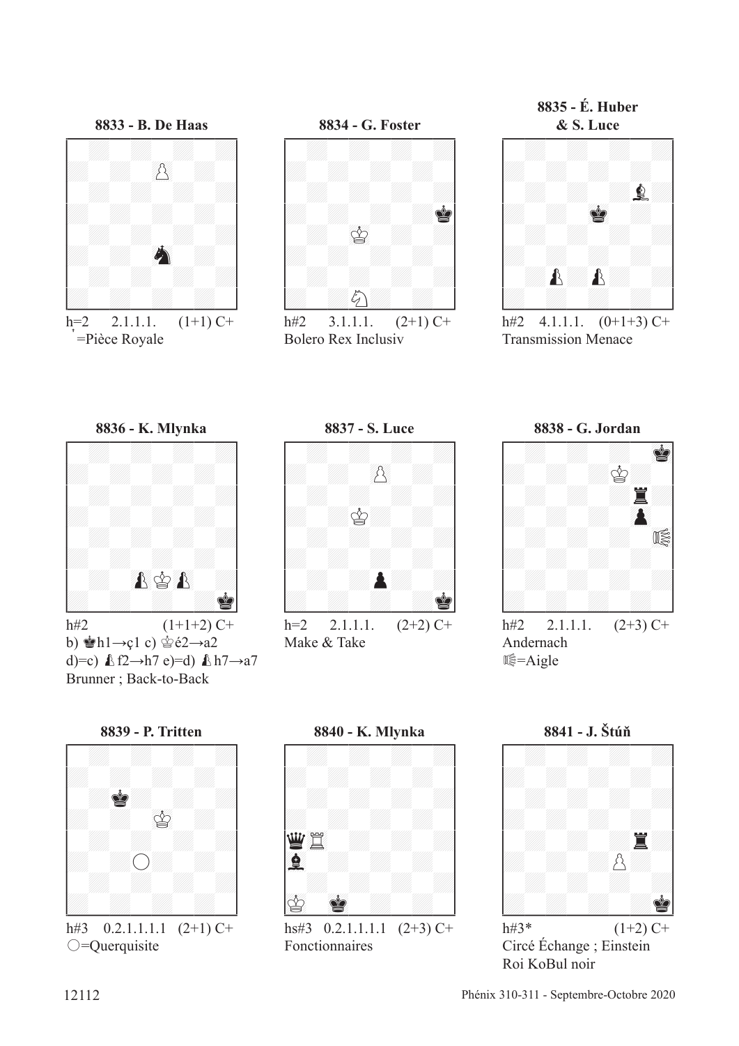**8833 - B. De Haas**

h=2 2.1.1.1. (1+1) C+
=Pièce Royale

**8834 - G. Foster**

h#2 3.1.1.1. (2+1) C+
Bolero Rex Inclusiv

**8835 - É. Huber & S. Luce**

h#2 4.1.1.1. (0+1+3) C+
Transmission Menace

**8836 - K. Mlynka**

h#2 (1+1+2) C+
b) ♚h1→ç1 c) ♔é2→a2
d)=c) f2→h7 e)=d) h7→a7
Brunner ; Back-to-Back

**8837 - S. Luce**

h=2 2.1.1.1. (2+2) C+
Make & Take

**8838 - G. Jordan**

h#2 2.1.1.1. (2+3) C+
Andernach
=Aigle

**8839 - P. Tritten**

h#3 0.2.1.1.1.1 (2+1) C+
○=Querquisite

**8840 - K. Mlynka**

hs#3 0.2.1.1.1.1 (2+3) C+
Fonctionnaires

**8841 - J. Štúň**

h#3* (1+2) C+
Circé Échange ; Einstein
Roi KoBul noir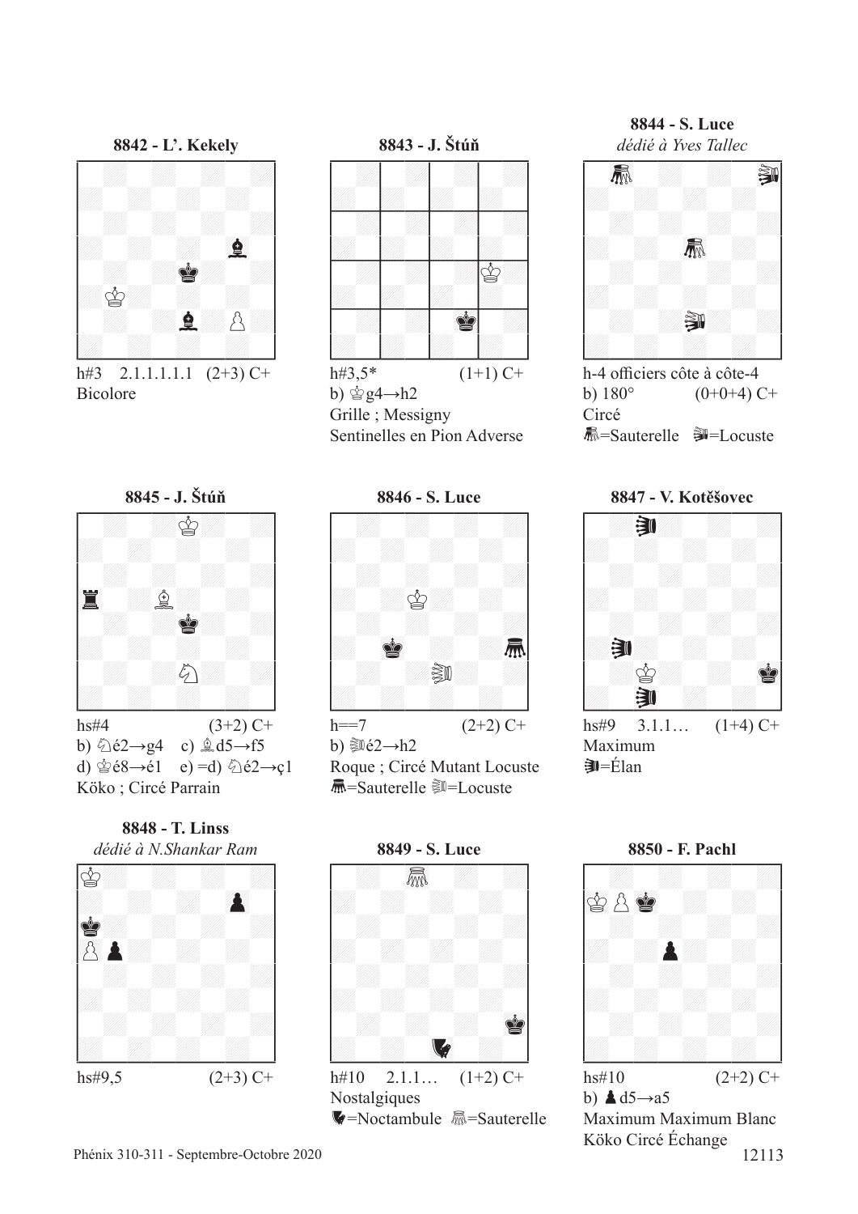**8842 - L'. Kekely**

h#3 2.1.1.1.1.1 (2+3) C+
Bicolore

**8843 - J. Štúň**

h#3,5* (1+1) C+
b) ♔g4→h2
Grille ; Messigny
Sentinelles en Pion Adverse

**8844 - S. Luce**
*dédié à Yves Tallec*

h-4 officiers côte à côte-4
b) 180° (0+0+4) C+
Circé
=Sauterelle =Locuste

**8845 - J. Štúň**

hs#4 (3+2) C+
b) ♘é2→g4 c) ♗d5→f5
d) ♔é8→é1 e) =d) ♘é2→ç1
Köko ; Circé Parrain

**8846 - S. Luce**

h==7 (2+2) C+
b) é2→h2
Roque ; Circé Mutant Locuste
=Sauterelle =Locuste

**8847 - V. Kotěšovec**

hs#9 3.1.1… (1+4) C+
Maximum
=Élan

**8848 - T. Linss**
*dédié à N.Shankar Ram*

hs#9,5 (2+3) C+

**8849 - S. Luce**

h#10 2.1.1… (1+2) C+
Nostalgiques
=Noctambule =Sauterelle

**8850 - F. Pachl**

hs#10 (2+2) C+
b) ♟d5→a5
Maximum Maximum Blanc
Köko Circé Échange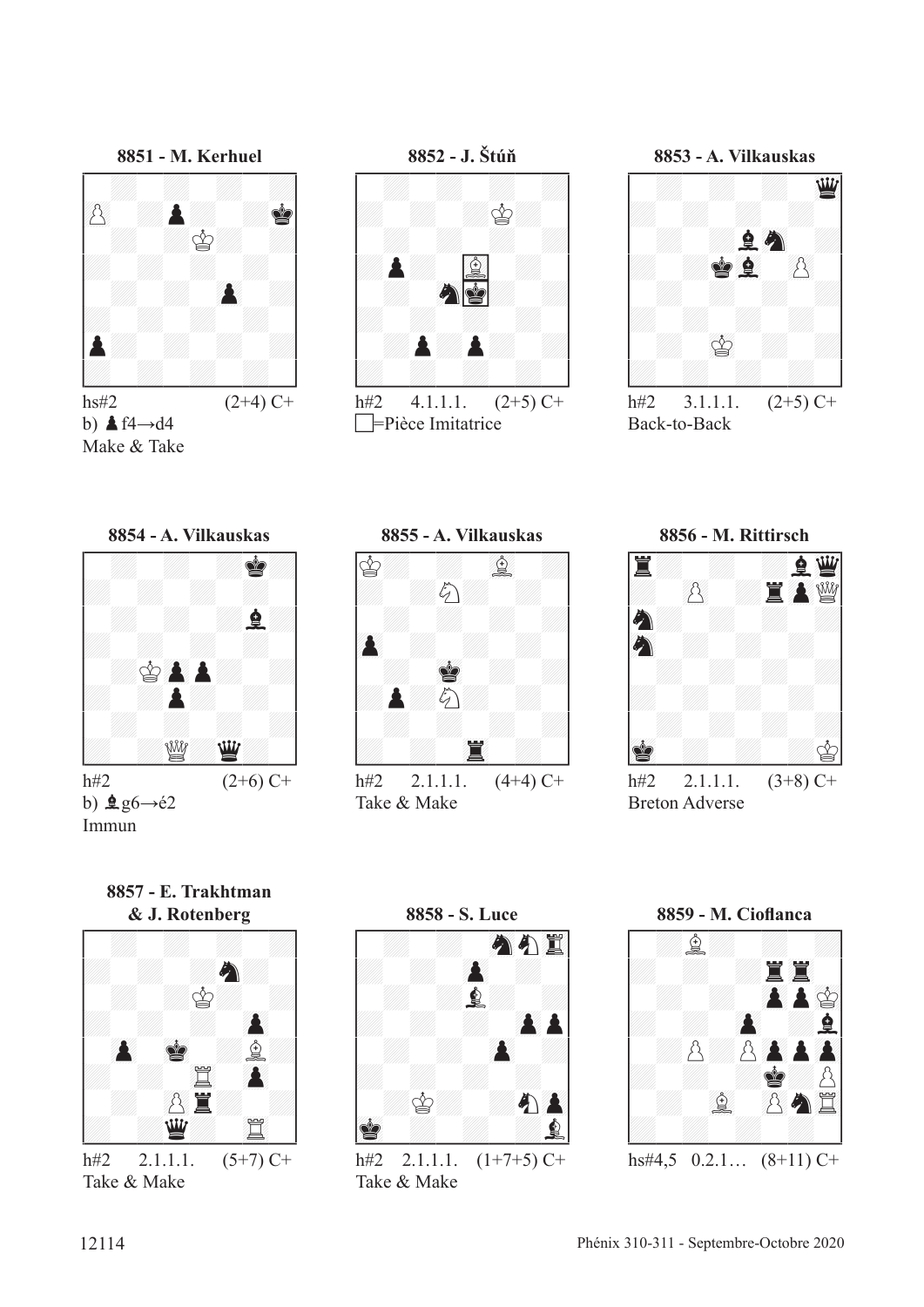**8851 - M. Kerhuel**

hs#2 (2+4) C+
b) ♟f4→d4
Make & Take

**8852 - J. Štúň**

h#2 4.1.1.1. (2+5) C+
□=Pièce Imitatrice

**8853 - A. Vilkauskas**

h#2 3.1.1.1. (2+5) C+
Back-to-Back

**8854 - A. Vilkauskas**

h#2 (2+6) C+
b) ♝g6→é2
Immun

**8855 - A. Vilkauskas**

h#2 2.1.1.1. (4+4) C+
Take & Make

**8856 - M. Rittirsch**

h#2 2.1.1.1. (3+8) C+
Breton Adverse

**8857 - E. Trakhtman & J. Rotenberg**

h#2 2.1.1.1. (5+7) C+
Take & Make

**8858 - S. Luce**

h#2 2.1.1.1. (1+7+5) C+
Take & Make

**8859 - M. Cioflanca**

hs#4,5 0.2.1… (8+11) C+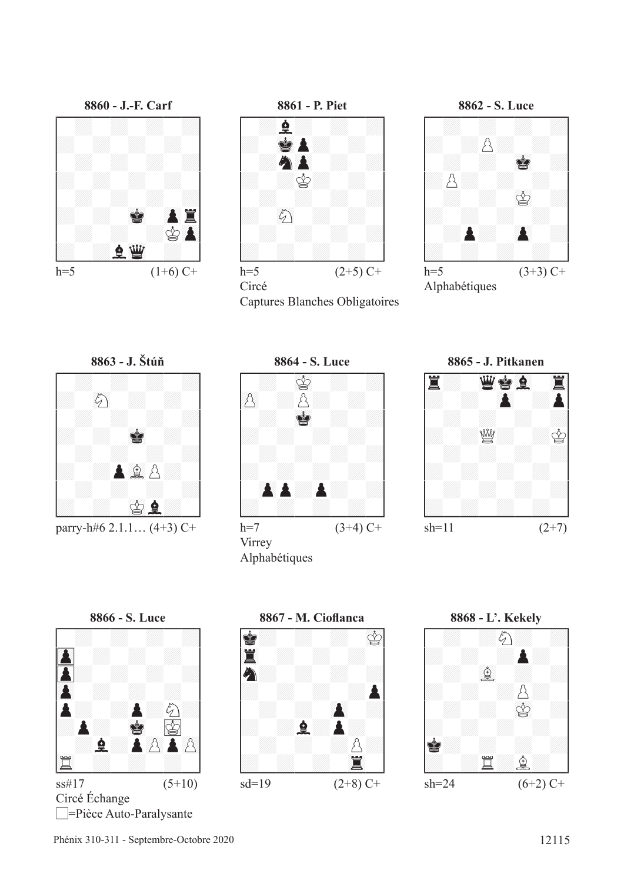**8860 - J.-F. Carf**

h=5 (1+6) C+

**8861 - P. Piet**

h=5 (2+5) C+

Circé

Captures Blanches Obligatoires

**8862 - S. Luce**

h=5 (3+3) C+

Alphabétiques

**8863 - J. Štúň**

parry-h#6 2.1.1… (4+3) C+

**8864 - S. Luce**

h=7 (3+4) C+

Virrey

Alphabétiques

**8865 - J. Pitkanen**

sh=11 (2+7)

**8866 - S. Luce**

ss#17 (5+10)

Circé Échange

□=Pièce Auto-Paralysante

**8867 - M. Cioflanca**

sd=19 (2+8) C+

**8868 - L'. Kekely**

sh=24 (6+2) C+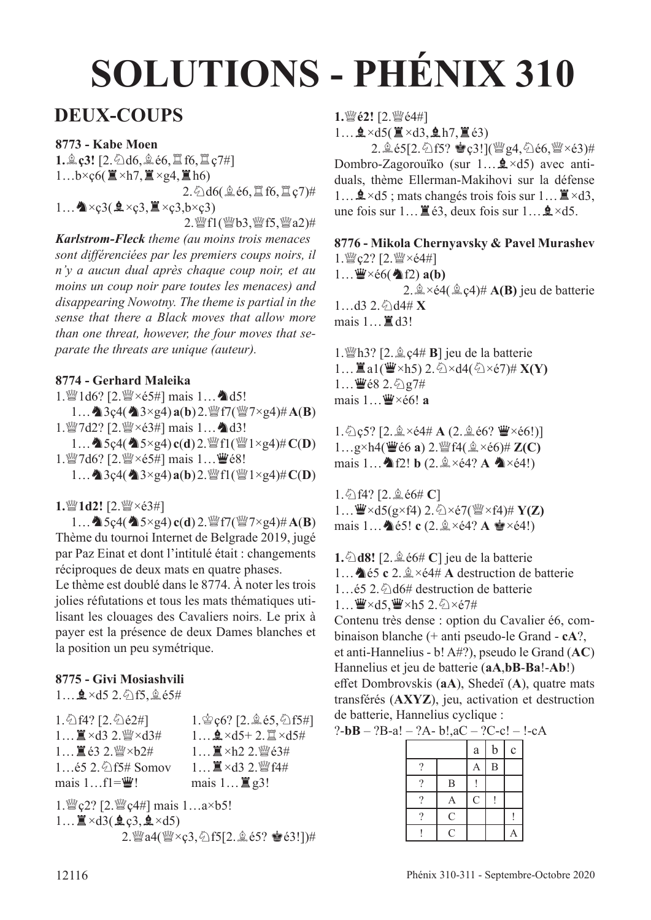# SOLUTIONS - PHÉNIX 310

## DEUX-COUPS

**8773 - Kabe Moen**

**1.♗ç3!** [2.♘d6,♗é6,♖f6,♖ç7#]
1…b×ç6(♜×h7,♜×g4,♜h6)
2.♘d6(♗é6,♖f6,♖ç7)#
1…♞×ç3(♝×ç3,♜×ç3,b×ç3)
2.♕f1(♕b3,♕f5,♕a2)#

***Karlstrom-Fleck** theme (au moins trois menaces sont différenciées par les premiers coups noirs, il n'y a aucun dual après chaque coup noir, et au moins un coup noir pare toutes les menaces) and disappearing Nowotny. The theme is partial in the sense that there a Black moves that allow more than one threat, however, the four moves that separate the threats are unique (auteur).*

**8774 - Gerhard Maleika**

1.♕1d6? [2.♕×é5#] mais 1…♞d5!
1…♞3ç4(♞3×g4) **a**(**b**) 2.♕f7(♕7×g4)# **A**(**B**)
1.♕7d2? [2.♕×é3#] mais 1…♞d3!
1…♞5ç4(♞5×g4) **c**(**d**) 2.♕f1(♕1×g4)# **C**(**D**)
1.♕7d6? [2.♕×é5#] mais 1…♛é8!
1…♞3ç4(♞3×g4) **a**(**b**) 2.♕f1(♕1×g4)# **C**(**D**)

**1.♕1d2!** [2.♕×é3#]
1…♞5ç4(♞5×g4) **c**(**d**) 2.♕f7(♕7×g4)# **A**(**B**)

Thème du tournoi Internet de Belgrade 2019, jugé par Paz Einat et dont l'intitulé était : changements réciproques de deux mats en quatre phases.

Le thème est doublé dans le 8774. À noter les trois jolies réfutations et tous les mats thématiques utilisant les clouages des Cavaliers noirs. Le prix à payer est la présence de deux Dames blanches et la position un peu symétrique.

**8775 - Givi Mosiashvili**

1…♝×d5 2.♘f5,♗é5#

1.♘f4? [2.♘é2#]
1…♜×d3 2.♕×d3#
1…♜é3 2.♕×b2#
1…é5 2.♘f5# Somov
mais 1…f1=♛!

1.♔ç6? [2.♗é5,♘f5#]
1…♝×d5+ 2.♖×d5#
1…♜×h2 2.♕é3#
1…♜×d3 2.♕f4#
mais 1…♜g3!

1.♕ç2? [2.♕ç4#] mais 1…a×b5!
1…♜×d3(♝ç3,♝×d5)
2.♕a4(♕×ç3,♘f5[2.♗é5? ♚é3!])#

**1.♕é2!** [2.♕é4#]
1…♝×d5(♜×d3,♝h7,♜é3)
2.♗é5[2.♘f5? ♚ç3!](♕g4,♘é6,♕×é3)#

Dombro-Zagorouïko (sur 1…♝×d5) avec antiduals, thème Ellerman-Makihovi sur la défense 1…♝×d5 ; mats changés trois fois sur 1…♜×d3, une fois sur 1…♜é3, deux fois sur 1…♝×d5.

**8776 - Mikola Chernyavsky & Pavel Murashev**

1.♕ç2? [2.♕×é4#]
1…♛×é6(♞f2) **a**(**b**)
2.♗×é4(♗ç4)# **A**(**B**) jeu de batterie
1…d3 2.♘d4# **X**
mais 1…♜d3!

1.♕h3? [2.♗ç4# **B**] jeu de la batterie
1…♜a1(♛×h5) 2.♘×d4(♘×é7)# **X**(**Y**)
1…♛é8 2.♘g7#
mais 1…♛×é6! **a**

1.♘ç5? [2.♗×é4# **A** (2.♗é6? ♛×é6!)]
1…g×h4(♛é6 **a**) 2.♕f4(♗×é6)# **Z**(**C**)
mais 1…♞f2! **b** (2.♗×é4? **A** ♞×é4!)

1.♘f4? [2.♗é6# **C**]
1…♛×d5(g×f4) 2.♘×é7(♕×f4)# **Y**(**Z**)
mais 1…♞é5! **c** (2.♗×é4? **A** ♚×é4!)

**1.♘d8!** [2.♗é6# **C**] jeu de la batterie
1…♞é5 **c** 2.♗×é4# **A** destruction de batterie
1…é5 2.♘d6# destruction de batterie
1…♛×d5,♛×h5 2.♘×é7#

Contenu très dense : option du Cavalier é6, combinaison blanche (+ anti pseudo-le Grand - **cA**?, et anti-Hannelius - b! A#?), pseudo le Grand (**AC**) Hannelius et jeu de batterie (**aA**,**bB**-**Ba**!-**Ab**!) effet Dombrovskis (**aA**), Shedeï (**A**), quatre mats transférés (**AXYZ**), jeu, activation et destruction de batterie, Hannelius cyclique :
?-**bB** – ?B-a! – ?A- b!,aC – ?C-c! – !-cA

| | | a | b | c |
|---|---|---|---|---|
| ? | | A | B | |
| ? | B | ! | | |
| ? | A | C | ! | |
| ? | C | | | ! |
| ! | C | | | A |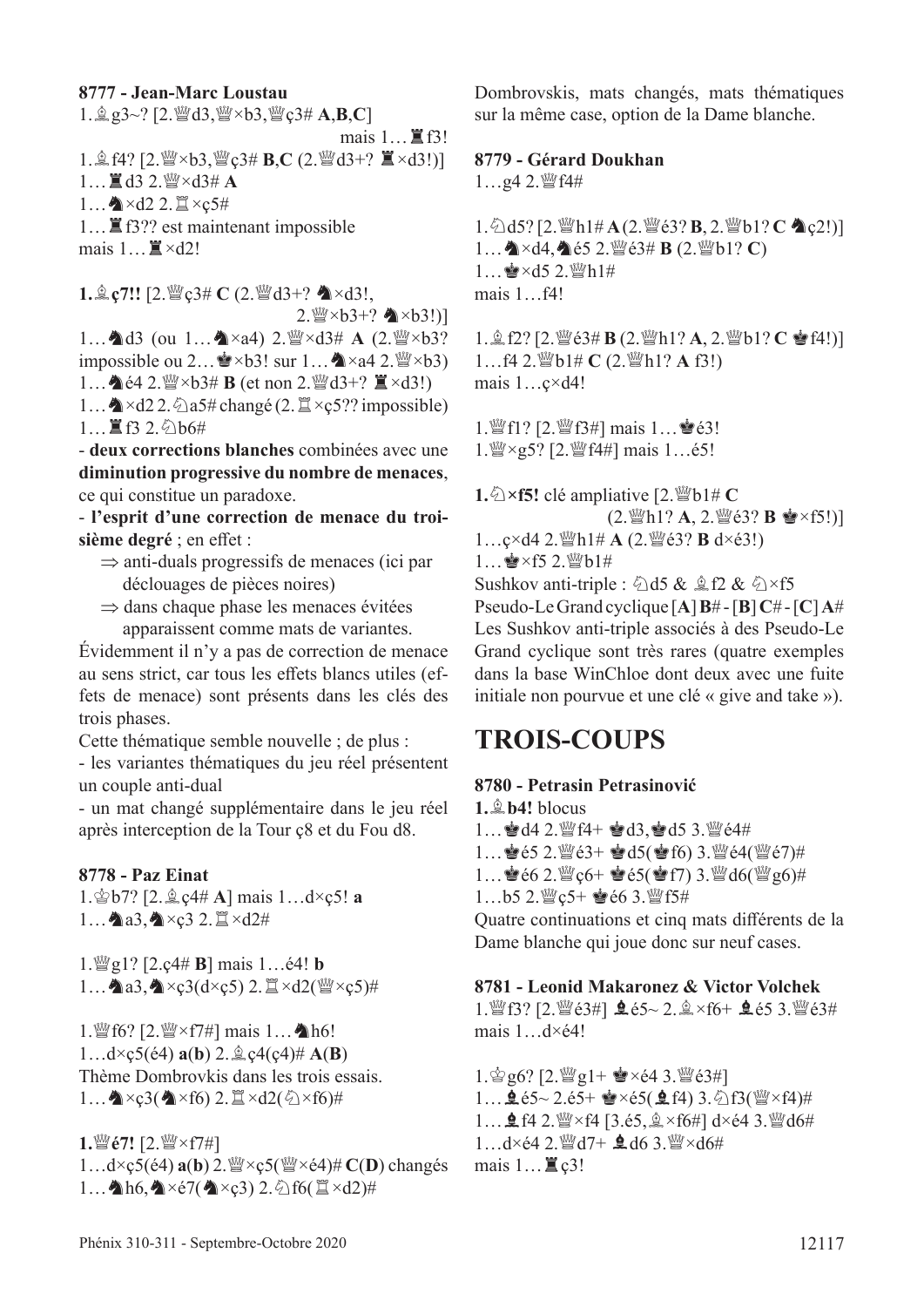**8777 - Jean-Marc Loustau**

1.♗g3~? [2.♕d3,♕×b3,♕ç3# **A**,**B**,**C**]
mais 1…♜f3!

1.♗f4? [2.♕×b3,♕ç3# **B**,**C** (2.♕d3+? ♜×d3!)]
1…♜d3 2.♕×d3# **A**
1…♞×d2 2.♖×ç5#
1…♜f3?? est maintenant impossible
mais 1…♜×d2!

**1.♗ç7!!** [2.♕ç3# **C** (2.♕d3+? ♞×d3!, 2.♕×b3+? ♞×b3!)]
1…♞d3 (ou 1…♞×a4) 2.♕×d3# **A** (2.♕×b3? impossible ou 2…♚×b3! sur 1…♞×a4 2.♕×b3)
1…♞é4 2.♕×b3# **B** (et non 2.♕d3+? ♜×d3!)
1…♞×d2 2.♘a5# changé (2.♖×ç5?? impossible)
1…♜f3 2.♘b6#

- **deux corrections blanches** combinées avec une **diminution progressive du nombre de menaces**, ce qui constitue un paradoxe.
- **l'esprit d'une correction de menace du troisième degré** ; en effet :
  ⇒ anti-duals progressifs de menaces (ici par déclouages de pièces noires)
  ⇒ dans chaque phase les menaces évitées apparaissent comme mats de variantes.

Évidemment il n'y a pas de correction de menace au sens strict, car tous les effets blancs utiles (effets de menace) sont présents dans les clés des trois phases.

Cette thématique semble nouvelle ; de plus :
- les variantes thématiques du jeu réel présentent un couple anti-dual
- un mat changé supplémentaire dans le jeu réel après interception de la Tour ç8 et du Fou d8.

**8778 - Paz Einat**

1.♔b7? [2.♗ç4# **A**] mais 1…d×ç5! **a**
1…♞a3,♞×ç3 2.♖×d2#

1.♕g1? [2.ç4# **B**] mais 1…é4! **b**
1…♞a3,♞×ç3(d×ç5) 2.♖×d2(♕×ç5)#

1.♕f6? [2.♕×f7#] mais 1…♞h6!
1…d×ç5(é4) **a**(**b**) 2.♗ç4(ç4)# **A**(**B**)
Thème Dombrovkis dans les trois essais.
1…♞×ç3(♞×f6) 2.♖×d2(♘×f6)#

**1.♕é7!** [2.♕×f7#]
1…d×ç5(é4) **a**(**b**) 2.♕×ç5(♕×é4)# **C**(**D**) changés
1…♞h6,♞×é7(♞×ç3) 2.♘f6(♖×d2)#

Dombrovskis, mats changés, mats thématiques sur la même case, option de la Dame blanche.

**8779 - Gérard Doukhan**

1…g4 2.♕f4#

1.♘d5? [2.♕h1# **A** (2.♕é3? **B**, 2.♕b1? **C** ♞ç2!)]
1…♞×d4,♞é5 2.♕é3# **B** (2.♕b1? **C**)
1…♚×d5 2.♕h1#
mais 1…f4!

1.♗f2? [2.♕é3# **B** (2.♕h1? **A**, 2.♕b1? **C** ♚f4!)]
1…f4 2.♕b1# **C** (2.♕h1? **A** f3!)
mais 1…ç×d4!

1.♕f1? [2.♕f3#] mais 1…♚é3!
1.♕×g5? [2.♕f4#] mais 1…é5!

**1.♘×f5!** clé ampliative [2.♕b1# **C** (2.♕h1? **A**, 2.♕é3? **B** ♚×f5!)]
1…ç×d4 2.♕h1# **A** (2.♕é3? **B** d×é3!)
1…♚×f5 2.♕b1#

Sushkov anti-triple : ♘d5 & ♗f2 & ♘×f5
Pseudo-Le Grand cyclique [**A**] **B**# - [**B**] **C**# - [**C**] **A**#
Les Sushkov anti-triple associés à des Pseudo-Le Grand cyclique sont très rares (quatre exemples dans la base WinChloe dont deux avec une fuite initiale non pourvue et une clé « give and take »).

# TROIS-COUPS

**8780 - Petrasin Petrasinović**

**1.♗b4!** blocus
1…♚d4 2.♕f4+ ♚d3,♚d5 3.♕é4#
1…♚é5 2.♕é3+ ♚d5(♚f6) 3.♕é4(♕é7)#
1…♚é6 2.♕ç6+ ♚é5(♚f7) 3.♕d6(♕g6)#
1…b5 2.♕ç5+ ♚é6 3.♕f5#

Quatre continuations et cinq mats différents de la Dame blanche qui joue donc sur neuf cases.

**8781 - Leonid Makaronez & Victor Volchek**

1.♕f3? [2.♕é3#] ♝é5~ 2.♗×f6+ ♝é5 3.♕é3#
mais 1…d×é4!

1.♔g6? [2.♕g1+ ♚×é4 3.♕é3#]
1…♝é5~ 2.é5+ ♚×é5(♝f4) 3.♘f3(♕×f4)#
1…♝f4 2.♕×f4 [3.é5,♗×f6#] d×é4 3.♕d6#
1…d×é4 2.♕d7+ ♝d6 3.♕×d6#
mais 1…♜ç3!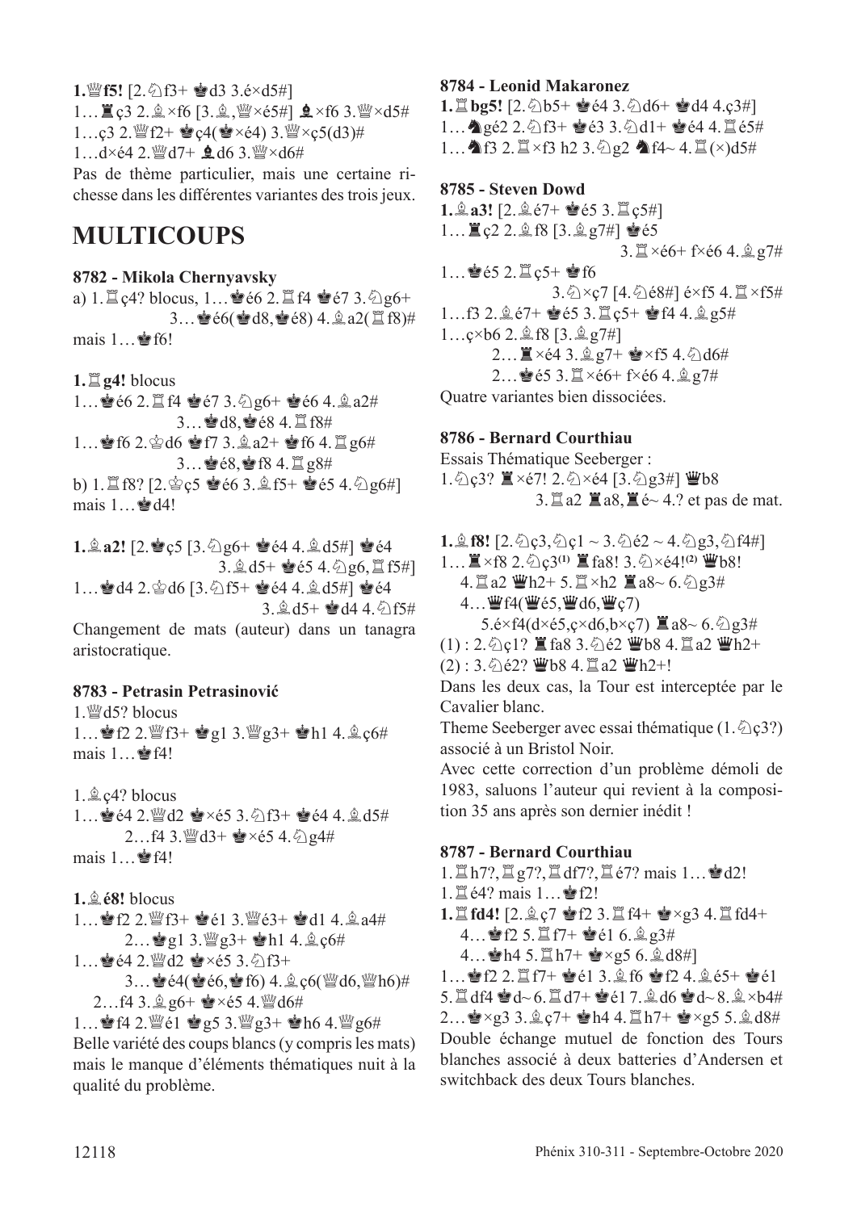**1.♕f5!** [2.♘f3+ ♚d3 3.é×d5#]
1…♜ç3 2.♗×f6 [3.♗,♕×é5#] ♝×f6 3.♕×d5#
1…ç3 2.♕f2+ ♚ç4(♚×é4) 3.♕×ç5(d3)#
1…d×é4 2.♕d7+ ♝d6 3.♕×d6#
Pas de thème particulier, mais une certaine richesse dans les différentes variantes des trois jeux.

## MULTICOUPS

### 8782 - Mikola Chernyavsky

a) 1.♖ç4? blocus, 1…♚é6 2.♖f4 ♚é7 3.♘g6+
3…♚é6(♚d8,♚é8) 4.♗a2(♖f8)#
mais 1…♚f6!

**1.♖g4!** blocus
1…♚é6 2.♖f4 ♚é7 3.♘g6+ ♚é6 4.♗a2#
3…♚d8,♚é8 4.♖f8#
1…♚f6 2.♔d6 ♚f7 3.♗a2+ ♚f6 4.♖g6#
3…♚é8,♚f8 4.♖g8#
b) 1.♖f8? [2.♔ç5 ♚é6 3.♗f5+ ♚é5 4.♘g6#]
mais 1…♚d4!

**1.♗a2!** [2.♚ç5 [3.♘g6+ ♚é4 4.♗d5#] ♚é4
3.♗d5+ ♚é5 4.♘g6,♖f5#]
1…♚d4 2.♔d6 [3.♘f5+ ♚é4 4.♗d5#] ♚é4
3.♗d5+ ♚d4 4.♘f5#
Changement de mats (auteur) dans un tanagra aristocratique.

### 8783 - Petrasin Petrasinović

1.♕d5? blocus
1…♚f2 2.♕f3+ ♚g1 3.♕g3+ ♚h1 4.♗ç6#
mais 1…♚f4!

1.♗ç4? blocus
1…♚é4 2.♕d2 ♚×é5 3.♘f3+ ♚é4 4.♗d5#
2…f4 3.♕d3+ ♚×é5 4.♘g4#
mais 1…♚f4!

**1.♗é8!** blocus
1…♚f2 2.♕f3+ ♚é1 3.♕é3+ ♚d1 4.♗a4#
2…♚g1 3.♕g3+ ♚h1 4.♗ç6#
1…♚é4 2.♕d2 ♚×é5 3.♘f3+
3…♚é4(♚é6,♚f6) 4.♗ç6(♕d6,♕h6)#
2…f4 3.♗g6+ ♚×é5 4.♕d6#
1…♚f4 2.♕é1 ♚g5 3.♕g3+ ♚h6 4.♕g6#
Belle variété des coups blancs (y compris les mats) mais le manque d'éléments thématiques nuit à la qualité du problème.

### 8784 - Leonid Makaronez

**1.♖bg5!** [2.♘b5+ ♚é4 3.♘d6+ ♚d4 4.ç3#]
1…♞gé2 2.♘f3+ ♚é3 3.♘d1+ ♚é4 4.♖é5#
1…♞f3 2.♖×f3 h2 3.♘g2 ♞f4~ 4.♖(×)d5#

### 8785 - Steven Dowd

**1.♗a3!** [2.♗é7+ ♚é5 3.♖ç5#]
1…♜ç2 2.♗f8 [3.♗g7#] ♚é5
3.♖×é6+ f×é6 4.♗g7#
1…♚é5 2.♖ç5+ ♚f6
3.♘×ç7 [4.♘é8#] é×f5 4.♖×f5#
1…f3 2.♗é7+ ♚é5 3.♖ç5+ ♚f4 4.♗g5#
1…ç×b6 2.♗f8 [3.♗g7#]
2…♜×é4 3.♗g7+ ♚×f5 4.♘d6#
2…♚é5 3.♖×é6+ f×é6 4.♗g7#
Quatre variantes bien dissociées.

### 8786 - Bernard Courthiau

Essais Thématique Seeberger :
1.♘ç3? ♜×é7! 2.♘×é4 [3.♘g3#] ♛b8
3.♖a2 ♜a8,♜é~ 4.? et pas de mat.

**1.♗f8!** [2.♘ç3,♘ç1 ~ 3.♘é2 ~ 4.♘g3,♘f4#]
1…♜×f8 2.♘ç3(1) ♜fa8! 3.♘×é4!(2) ♛b8!
4.♖a2 ♛h2+ 5.♖×h2 ♜a8~ 6.♘g3#
4…♛f4(♛é5,♛d6,♛ç7)
5.é×f4(d×é5,ç×d6,b×ç7) ♜a8~ 6.♘g3#
(1) : 2.♘ç1? ♜fa8 3.♘é2 ♛b8 4.♖a2 ♛h2+
(2) : 3.♘é2? ♛b8 4.♖a2 ♛h2+!
Dans les deux cas, la Tour est interceptée par le Cavalier blanc.
Theme Seeberger avec essai thématique (1.♘ç3?) associé à un Bristol Noir.
Avec cette correction d'un problème démoli de 1983, saluons l'auteur qui revient à la composition 35 ans après son dernier inédit !

### 8787 - Bernard Courthiau

1.♖h7?,♖g7?,♖df7?,♖é7? mais 1…♚d2!
1.♖é4? mais 1…♚f2!
**1.♖fd4!** [2.♗ç7 ♚f2 3.♖f4+ ♚×g3 4.♖fd4+
4…♚f2 5.♖f7+ ♚é1 6.♗g3#
4…♚h4 5.♖h7+ ♚×g5 6.♗d8#]
1…♚f2 2.♖f7+ ♚é1 3.♗f6 ♚f2 4.♗é5+ ♚é1
5.♖df4 ♚d~ 6.♖d7+ ♚é1 7.♗d6 ♚d~ 8.♗×b4#
2…♚×g3 3.♗ç7+ ♚h4 4.♖h7+ ♚×g5 5.♗d8#
Double échange mutuel de fonction des Tours blanches associé à deux batteries d'Andersen et switchback des deux Tours blanches.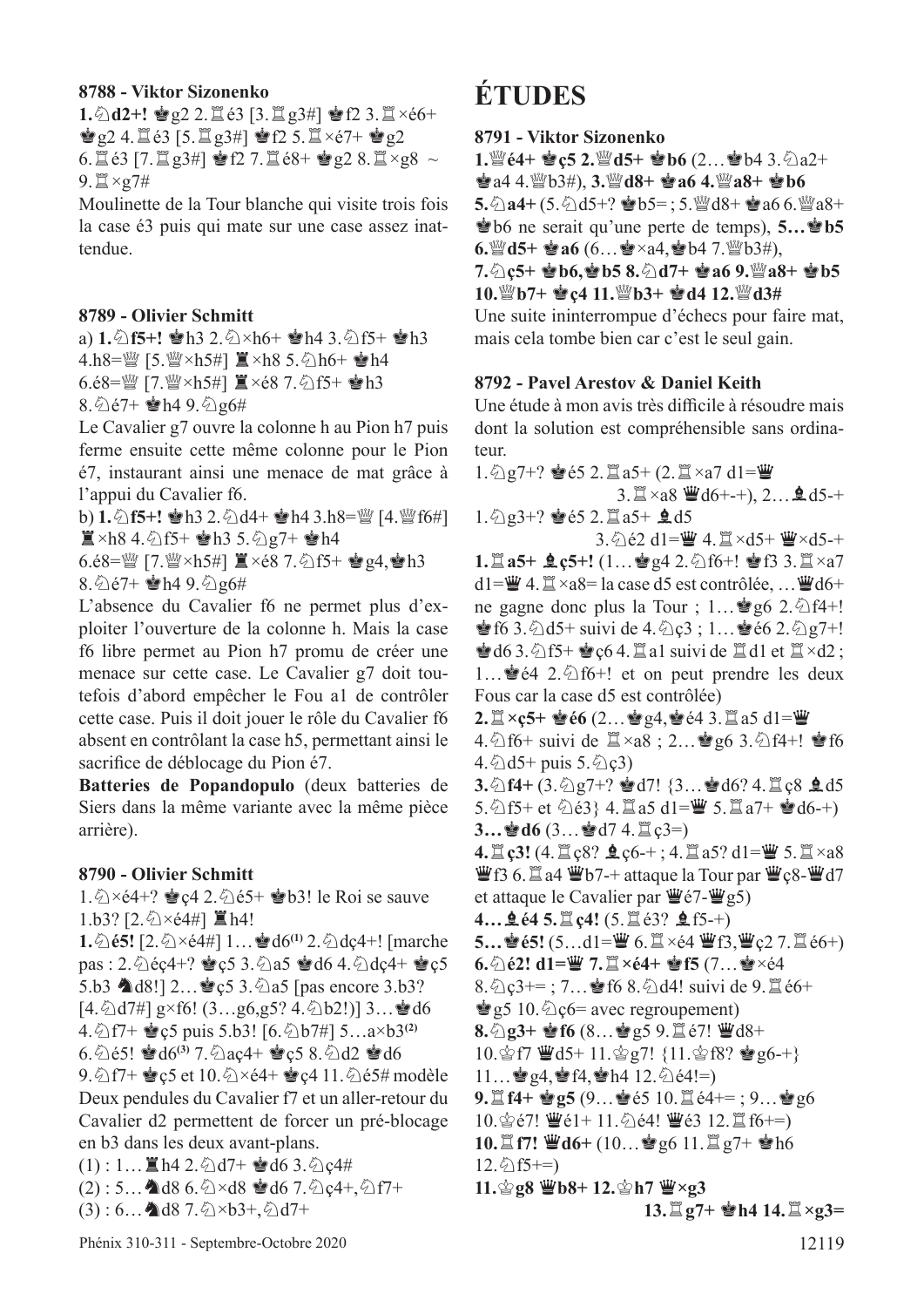**8788 - Viktor Sizonenko**

**1.♘d2+!** ♚g2 2.♖é3 [3.♖g3#] ♚f2 3.♖×é6+ ♚g2 4.♖é3 [5.♖g3#] ♚f2 5.♖×é7+ ♚g2 6.♖é3 [7.♖g3#] ♚f2 7.♖é8+ ♚g2 8.♖×g8 ~ 9.♖×g7#

Moulinette de la Tour blanche qui visite trois fois la case é3 puis qui mate sur une case assez inattendue.

**8789 - Olivier Schmitt**

a) **1.♘f5+!** ♚h3 2.♘×h6+ ♚h4 3.♘f5+ ♚h3 4.h8=♕ [5.♕×h5#] ♜×h8 5.♘h6+ ♚h4 6.é8=♕ [7.♕×h5#] ♜×é8 7.♘f5+ ♚h3 8.♘é7+ ♚h4 9.♘g6#

Le Cavalier g7 ouvre la colonne h au Pion h7 puis ferme ensuite cette même colonne pour le Pion é7, instaurant ainsi une menace de mat grâce à l'appui du Cavalier f6.

b) **1.♘f5+!** ♚h3 2.♘d4+ ♚h4 3.h8=♕ [4.♕f6#] ♜×h8 4.♘f5+ ♚h3 5.♘g7+ ♚h4 6.é8=♕ [7.♕×h5#] ♜×é8 7.♘f5+ ♚g4,♚h3 8.♘é7+ ♚h4 9.♘g6#

L'absence du Cavalier f6 ne permet plus d'exploiter l'ouverture de la colonne h. Mais la case f6 libre permet au Pion h7 promu de créer une menace sur cette case. Le Cavalier g7 doit toutefois d'abord empêcher le Fou a1 de contrôler cette case. Puis il doit jouer le rôle du Cavalier f6 absent en contrôlant la case h5, permettant ainsi le sacrifice de déblocage du Pion é7.

**Batteries de Popandopulo** (deux batteries de Siers dans la même variante avec la même pièce arrière).

**8790 - Olivier Schmitt**

1.♘×é4+? ♚ç4 2.♘é5+ ♚b3! le Roi se sauve

1.b3? [2.♘×é4#] ♜h4!

**1.♘é5!** [2.♘×é4#] 1…♚d6(1) 2.♘dç4+! [marche pas : 2.♘éç4+? ♚ç5 3.♘a5 ♚d6 4.♘dç4+ ♚ç5 5.b3 ♞d8!] 2…♚ç5 3.♘a5 [pas encore 3.b3? [4.♘d7#] g×f6! (3…g6,g5? 4.♘b2!)] 3…♚d6 4.♘f7+ ♚ç5 puis 5.b3! [6.♘b7#] 5…a×b3(2) 6.♘é5! ♚d6(3) 7.♘aç4+ ♚ç5 8.♘d2 ♚d6 9.♘f7+ ♚ç5 et 10.♘×é4+ ♚ç4 11.♘é5# modèle

Deux pendules du Cavalier f7 et un aller-retour du Cavalier d2 permettent de forcer un pré-blocage en b3 dans les deux avant-plans.

(1) : 1…♜h4 2.♘d7+ ♚d6 3.♘ç4#

(2) : 5…♞d8 6.♘×d8 ♚d6 7.♘ç4+,♘f7+

(3) : 6…♞d8 7.♘×b3+,♘d7+

# ÉTUDES

**8791 - Viktor Sizonenko**

**1.♕é4+ ♚ç5 2.♕d5+ ♚b6** (2…♚b4 3.♘a2+ ♚a4 4.♕b3#), **3.♕d8+ ♚a6 4.♕a8+ ♚b6 5.♘a4+** (5.♘d5+? ♚b5= ; 5.♕d8+ ♚a6 6.♕a8+ ♚b6 ne serait qu'une perte de temps), **5…♚b5 6.♕d5+ ♚a6** (6…♚×a4,♚b4 7.♕b3#), **7.♘ç5+ ♚b6,♚b5 8.♘d7+ ♚a6 9.♕a8+ ♚b5 10.♕b7+ ♚ç4 11.♕b3+ ♚d4 12.♕d3#**

Une suite ininterrompue d'échecs pour faire mat, mais cela tombe bien car c'est le seul gain.

**8792 - Pavel Arestov & Daniel Keith**

Une étude à mon avis très difficile à résoudre mais dont la solution est compréhensible sans ordinateur.

1.♘g7+? ♚é5 2.♖a5+ (2.♖×a7 d1=♕ 3.♖×a8 ♕d6+-+), 2…♝d5-+

1.♘g3+? ♚é5 2.♖a5+ ♝d5 3.♘é2 d1=♕ 4.♖×d5+ ♕×d5-+

**1.♖a5+ ♝ç5+!** (1…♚g4 2.♘f6+! ♚f3 3.♖×a7 d1=♕ 4.♖×a8= la case d5 est contrôlée, …♕d6+ ne gagne donc plus la Tour ; 1…♚g6 2.♘f4+! ♚f6 3.♘d5+ suivi de 4.♘ç3 ; 1…♚é6 2.♘g7+! ♚d6 3.♘f5+ ♚ç6 4.♖a1 suivi de ♖d1 et ♖×d2 ; 1…♚é4 2.♘f6+! et on peut prendre les deux Fous car la case d5 est contrôlée)

**2.♖×ç5+ ♚é6** (2…♚g4,♚é4 3.♖a5 d1=♕ 4.♘f6+ suivi de ♖×a8 ; 2…♚g6 3.♘f4+! ♚f6 4.♘d5+ puis 5.♘ç3)

**3.♘f4+** (3.♘g7+? ♚d7! {3…♚d6? 4.♖ç8 ♝d5 5.♘f5+ et ♘é3} 4.♖a5 d1=♕ 5.♖a7+ ♚d6-+)

**3…♚d6** (3…♚d7 4.♖ç3=)

**4.♖ç3!** (4.♖ç8? ♝ç6-+ ; 4.♖a5? d1=♕ 5.♖×a8 ♕f3 6.♖a4 ♕b7-+ attaque la Tour par ♕ç8-♕d7 et attaque le Cavalier par ♕é7-♕g5)

**4…♝é4 5.♖ç4!** (5.♖é3? ♝f5-+)

**5…♚é5!** (5…d1=♕ 6.♖×é4 ♕f3,♕ç2 7.♖é6+)

**6.♘é2! d1=♕ 7.♖×é4+ ♚f5** (7…♚×é4 8.♘ç3+= ; 7…♚f6 8.♘d4! suivi de 9.♖é6+ ♚g5 10.♘ç6= avec regroupement)

**8.♘g3+ ♚f6** (8…♚g5 9.♖é7! ♕d8+ 10.♔f7 ♕d5+ 11.♔g7! {11.♔f8? ♚g6-+} 11…♚g4,♚f4,♚h4 12.♘é4!=)

**9.♖f4+ ♚g5** (9…♚é5 10.♖é4+= ; 9…♚g6 10.♔é7! ♕é1+ 11.♘é4! ♕é3 12.♖f6+=)

**10.♖f7! ♕d6+** (10…♚g6 11.♖g7+ ♚h6 12.♘f5+=)

**11.♔g8 ♕b8+ 12.♔h7 ♕×g3 13.♖g7+ ♚h4 14.♖×g3=**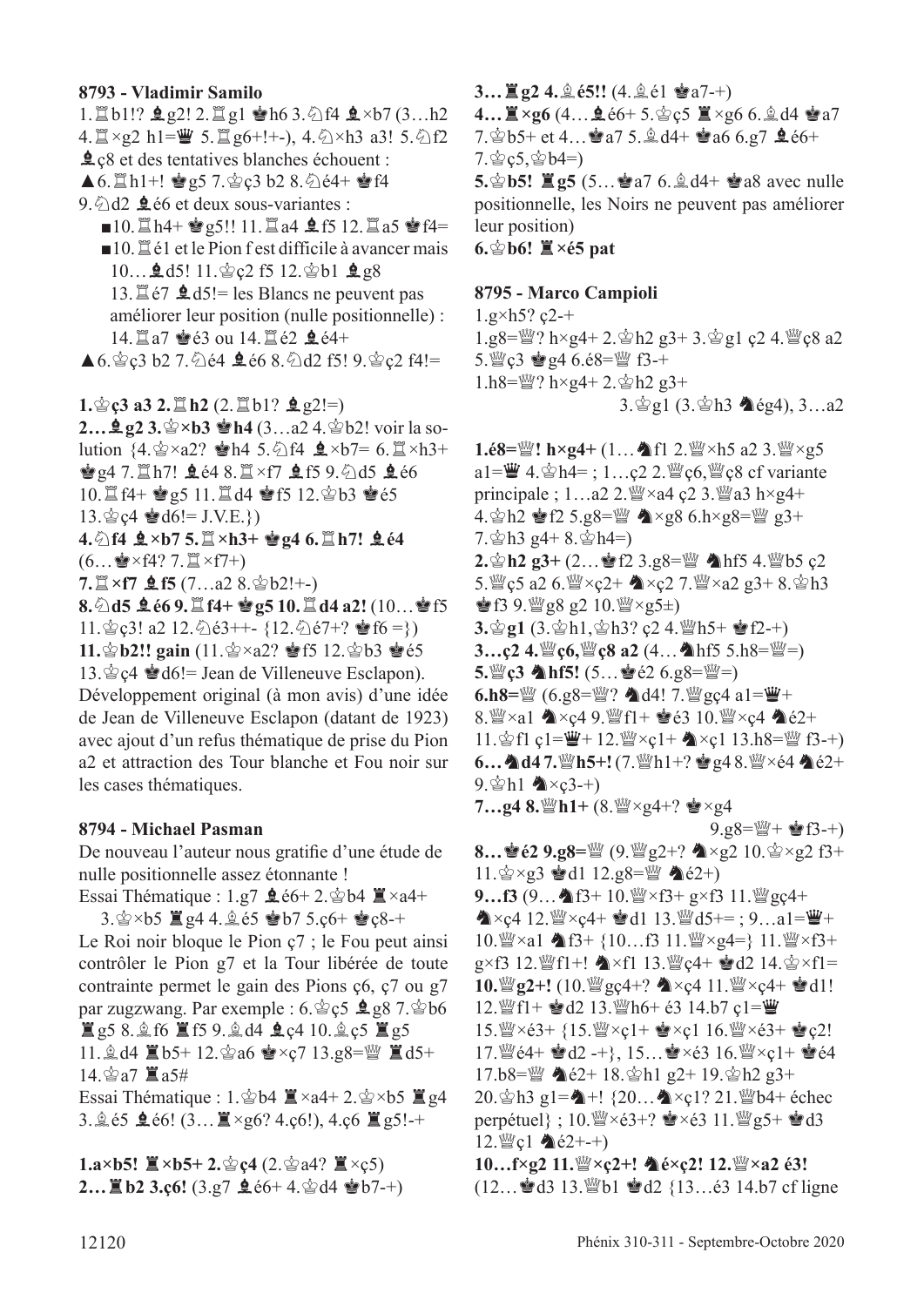**8793 - Vladimir Samilo**

1.♖b1!? ♝g2! 2.♖g1 ♚h6 3.♘f4 ♝×b7 (3…h2 4.♖×g2 h1=♛ 5.♖g6+!+-), 4.♘×h3 a3! 5.♘f2 ♝ç8 et des tentatives blanches échouent :

▲6.♖h1+! ♚g5 7.♔ç3 b2 8.♘é4+ ♚f4 9.♘d2 ♝é6 et deux sous-variantes :

- ■10.♖h4+ ♚g5!! 11.♖a4 ♝f5 12.♖a5 ♚f4=
- ■10.♖é1 et le Pion f est difficile à avancer mais 10…♝d5! 11.♔ç2 f5 12.♔b1 ♝g8 13.♖é7 ♝d5!= les Blancs ne peuvent pas améliorer leur position (nulle positionnelle) : 14.♖a7 ♚é3 ou 14.♖é2 ♝é4+

▲6.♔ç3 b2 7.♘é4 ♝é6 8.♘d2 f5! 9.♔ç2 f4!=

**1.♔ç3 a3 2.♖h2** (2.♖b1? ♝g2!=) **2…♝g2 3.♔×b3 ♚h4** (3…a2 4.♔b2! voir la solution {4.♔×a2? ♚h4 5.♘f4 ♝×b7= 6.♖×h3+ ♚g4 7.♖h7! ♝é4 8.♖×f7 ♝f5 9.♘d5 ♝é6 10.♖f4+ ♚g5 11.♖d4 ♚f5 12.♔b3 ♚é5 13.♔ç4 ♚d6!= J.V.E.}) **4.♘f4 ♝×b7 5.♖×h3+ ♚g4 6.♖h7! ♝é4** (6…♚×f4? 7.♖×f7+) **7.♖×f7 ♝f5** (7…a2 8.♔b2!+-) **8.♘d5 ♝é6 9.♖f4+ ♚g5 10.♖d4 a2!** (10…♚f5 11.♔ç3! a2 12.♘é3++- {12.♘é7+? ♚f6 =}) **11.♔b2!! gain** (11.♔×a2? ♚f5 12.♔b3 ♚é5 13.♔ç4 ♚d6!= Jean de Villeneuve Esclapon). Développement original (à mon avis) d'une idée de Jean de Villeneuve Esclapon (datant de 1923) avec ajout d'un refus thématique de prise du Pion a2 et attraction des Tour blanche et Fou noir sur les cases thématiques.

**8794 - Michael Pasman**

De nouveau l'auteur nous gratifie d'une étude de nulle positionnelle assez étonnante !

Essai Thématique : 1.g7 ♝é6+ 2.♔b4 ♜×a4+ 3.♔×b5 ♜g4 4.♗é5 ♚b7 5.ç6+ ♚ç8-+

Le Roi noir bloque le Pion ç7 ; le Fou peut ainsi contrôler le Pion g7 et la Tour libérée de toute contrainte permet le gain des Pions ç6, ç7 ou g7 par zugzwang. Par exemple : 6.♔ç5 ♝g8 7.♔b6 ♜g5 8.♗f6 ♜f5 9.♗d4 ♝ç4 10.♗ç5 ♜g5 11.♗d4 ♜b5+ 12.♔a6 ♚×ç7 13.g8=♕ ♜d5+ 14.♔a7 ♜a5#

Essai Thématique : 1.♔b4 ♜×a4+ 2.♔×b5 ♜g4 3.♗é5 ♝é6! (3…♜×g6? 4.ç6!), 4.ç6 ♜g5!-+

**1.a×b5! ♜×b5+ 2.♔ç4** (2.♔a4? ♜×ç5) **2…♜b2 3.ç6!** (3.g7 ♝é6+ 4.♔d4 ♚b7-+) **3…♜g2 4.♗é5!!** (4.♗é1 ♚a7-+) **4…♜×g6** (4…♝é6+ 5.♔ç5 ♜×g6 6.♗d4 ♚a7 7.♔b5+ et 4…♚a7 5.♗d4+ ♚a6 6.g7 ♝é6+ 7.♔ç5,♔b4=) **5.♔b5! ♜g5** (5…♚a7 6.♗d4+ ♚a8 avec nulle positionnelle, les Noirs ne peuvent pas améliorer leur position) **6.♔b6! ♜×é5 pat**

**8795 - Marco Campioli**

1.g×h5? ç2-+

1.g8=♕? h×g4+ 2.♔h2 g3+ 3.♔g1 ç2 4.♕ç8 a2 5.♕ç3 ♚g4 6.é8=♕ f3-+

1.h8=♕? h×g4+ 2.♔h2 g3+ 3.♔g1 (3.♔h3 ♞ég4), 3…a2

**1.é8=♕! h×g4+** (1…♞f1 2.♕×h5 a2 3.♕×g5 a1=♛ 4.♔h4= ; 1…ç2 2.♕ç6,♕ç8 cf variante principale ; 1…a2 2.♕×a4 ç2 3.♕a3 h×g4+ 4.♔h2 ♚f2 5.g8=♕ ♞×g8 6.h×g8=♕ g3+ 7.♔h3 g4+ 8.♔h4=) **2.♔h2 g3+** (2…♚f2 3.g8=♕ ♞hf5 4.♕b5 ç2 5.♕ç5 a2 6.♕×ç2+ ♞×ç2 7.♕×a2 g3+ 8.♔h3 ♚f3 9.♕g8 g2 10.♕×g5±) **3.♔g1** (3.♔h1,♔h3? ç2 4.♕h5+ ♚f2-+) **3…ç2 4.♕ç6,♕ç8 a2** (4…♞hf5 5.h8=♕=) **5.♕ç3 ♞hf5!** (5…♚é2 6.g8=♕=) **6.h8=♕** (6.g8=♕? ♞d4! 7.♕gç4 a1=♛+ 8.♕×a1 ♞×ç4 9.♕f1+ ♚é3 10.♕×ç4 ♞é2+ 11.♔f1 ç1=♛+ 12.♕×ç1+ ♞×ç1 13.h8=♕ f3-+) **6…♞d4 7.♕h5+!** (7.♕h1+? ♚g4 8.♕×é4 ♞é2+ 9.♔h1 ♞×ç3-+) **7…g4 8.♕h1+** (8.♕×g4+? ♚×g4 9.g8=♕+ ♚f3-+) **8…♚é2 9.g8=♕** (9.♕g2+? ♞×g2 10.♔×g2 f3+ 11.♔×g3 ♚d1 12.g8=♕ ♞é2+) **9…f3** (9…♞f3+ 10.♕×f3+ g×f3 11.♕gç4+ ♞×ç4 12.♕×ç4+ ♚d1 13.♕d5+= ; 9…a1=♛+ 10.♕×a1 ♞f3+ {10…f3 11.♕×g4=} 11.♕×f3+ g×f3 12.♕f1+! ♞×f1 13.♕ç4+ ♚d2 14.♔×f1= **10.♕g2+!** (10.♕gç4+? ♞×ç4 11.♕×ç4+ ♚d1! 12.♕f1+ ♚d2 13.♕h6+ é3 14.b7 ç1=♛ 15.♕×é3+ {15.♕×ç1+ ♚×ç1 16.♕×é3+ ♚ç2! 17.♕é4+ ♚d2 -+}, 15…♚×é3 16.♕×ç1+ ♚é4 17.b8=♕ ♞é2+ 18.♔h1 g2+ 19.♔h2 g3+ 20.♔h3 g1=♞+! {20…♞×ç1? 21.♕b4+ échec perpétuel} ; 10.♕×é3+? ♚×é3 11.♕g5+ ♚d3 12.♕ç1 ♞é2+-+)

**10…f×g2 11.♕×ç2+! ♞é×ç2! 12.♕×a2 é3!** (12…♚d3 13.♕b1 ♚d2 {13…é3 14.b7 cf ligne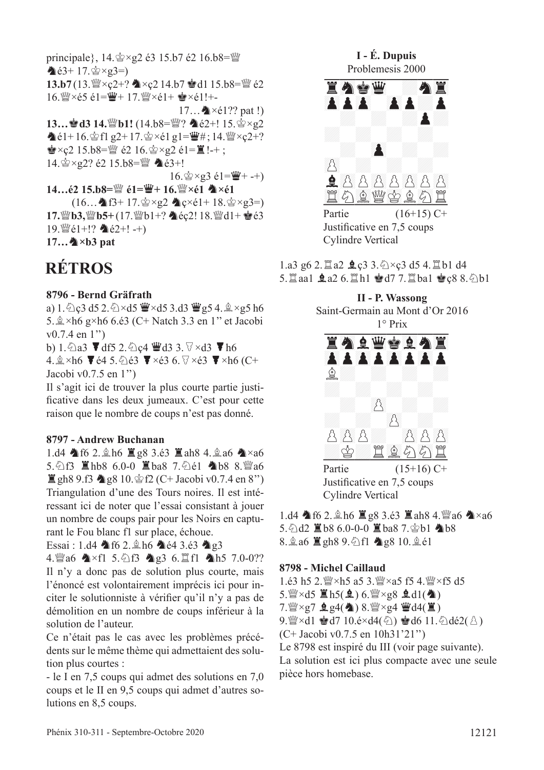principale}, 14.♔×g2 é3 15.b7 é2 16.b8=♕ ♞é3+ 17.♔×g3=)

**13.b7** (13.♕×ç2+? ♞×ç2 14.b7 ♚d1 15.b8=♕ é2 16.♕×é5 é1=♛+ 17.♕×é1+ ♚×é1!+-

17…♞×é1?? pat !)

**13…♚d3 14.♕b1!** (14.b8=♕? ♞é2+! 15.♔×g2 ♞é1+ 16.♔f1 g2+ 17.♔×é1 g1=♛#; 14.♕×ç2+? ♚×ç2 15.b8=♕ é2 16.♔×g2 é1=♜!-+ ; 14.♔×g2? é2 15.b8=♕ ♞é3+!

16.♔×g3 é1=♛+ -+)

**14…é2 15.b8=♕ é1=♛+ 16.♕×é1 ♞×é1**

(16…♞f3+ 17.♔×g2 ♞ç×é1+ 18.♔×g3=)

**17.♕b3,♕b5+** (17.♕b1+? ♞éç2! 18.♕d1+ ♚é3 19.♕é1+!? ♞é2+! -+)

**17…♞×b3 pat**

# RÉTROS

### 8796 - Bernd Gräfrath

a) 1.♘ç3 d5 2.♘×d5 ♛×d5 3.d3 ♛g5 4.♗×g5 h6 5.♗×h6 g×h6 6.é3 (C+ Natch 3.3 en 1'' et Jacobi v0.7.4 en 1'')

b) 1.♘a3 ♜df5 2.♘ç4 ♛d3 3.♙×d3 ♜h6 4.♗×h6 ♜é4 5.♘é3 ♜×é3 6.♙×é3 ♜×h6 (C+ Jacobi v0.7.5 en 1'')

Il s'agit ici de trouver la plus courte partie justificative dans les deux jumeaux. C'est pour cette raison que le nombre de coups n'est pas donné.

### 8797 - Andrew Buchanan

1.d4 ♞f6 2.♗h6 ♜g8 3.é3 ♜ah8 4.♗a6 ♞×a6 5.♘f3 ♜hb8 6.0-0 ♜ba8 7.♘é1 ♞b8 8.♕a6 ♜gh8 9.f3 ♞g8 10.♔f2 (C+ Jacobi v0.7.4 en 8'')

Triangulation d'une des Tours noires. Il est intéressant ici de noter que l'essai consistant à jouer un nombre de coups pair pour les Noirs en capturant le Fou blanc f1 sur place, échoue.

Essai : 1.d4 ♞f6 2.♗h6 ♞é4 3.é3 ♞g3 4.♕a6 ♞×f1 5.♘f3 ♞g3 6.♖f1 ♞h5 7.0-0??

Il n'y a donc pas de solution plus courte, mais l'énoncé est volontairement imprécis ici pour inciter le solutionniste à vérifier qu'il n'y a pas de démolition en un nombre de coups inférieur à la solution de l'auteur.

Ce n'était pas le cas avec les problèmes précédents sur le même thème qui admettaient des solutions plus courtes :

- le I en 7,5 coups qui admet des solutions en 7,0 coups et le II en 9,5 coups qui admet d'autres solutions en 8,5 coups.

**I - É. Dupuis**
Problemesis 2000

Partie (16+15) C+
Justificative en 7,5 coups
Cylindre Vertical

1.a3 g6 2.♖a2 ♝ç3 3.♘×ç3 d5 4.♖b1 d4 5.♖aa1 ♝a2 6.♖h1 ♚d7 7.♖ba1 ♚ç8 8.♘b1

**II - P. Wassong**
Saint-Germain au Mont d'Or 2016
1° Prix

Partie (15+16) C+
Justificative en 7,5 coups
Cylindre Vertical

1.d4 ♞f6 2.♗h6 ♜g8 3.é3 ♜ah8 4.♕a6 ♞×a6 5.♘d2 ♜b8 6.0-0-0 ♜ba8 7.♔b1 ♞b8 8.♗a6 ♜gh8 9.♘f1 ♞g8 10.♗é1

### 8798 - Michel Caillaud

1.é3 h5 2.♕×h5 a5 3.♕×a5 f5 4.♕×f5 d5 5.♕×d5 ♜h5(♝) 6.♕×g8 ♝d1(♞) 7.♕×g7 ♝g4(♞) 8.♕×g4 ♛d4(♜) 9.♕×d1 ♚d7 10.é×d4(♘) ♚d6 11.♘dé2(♙) (C+ Jacobi v0.7.5 en 10h31'21'')

Le 8798 est inspiré du III (voir page suivante). La solution est ici plus compacte avec une seule pièce hors homebase.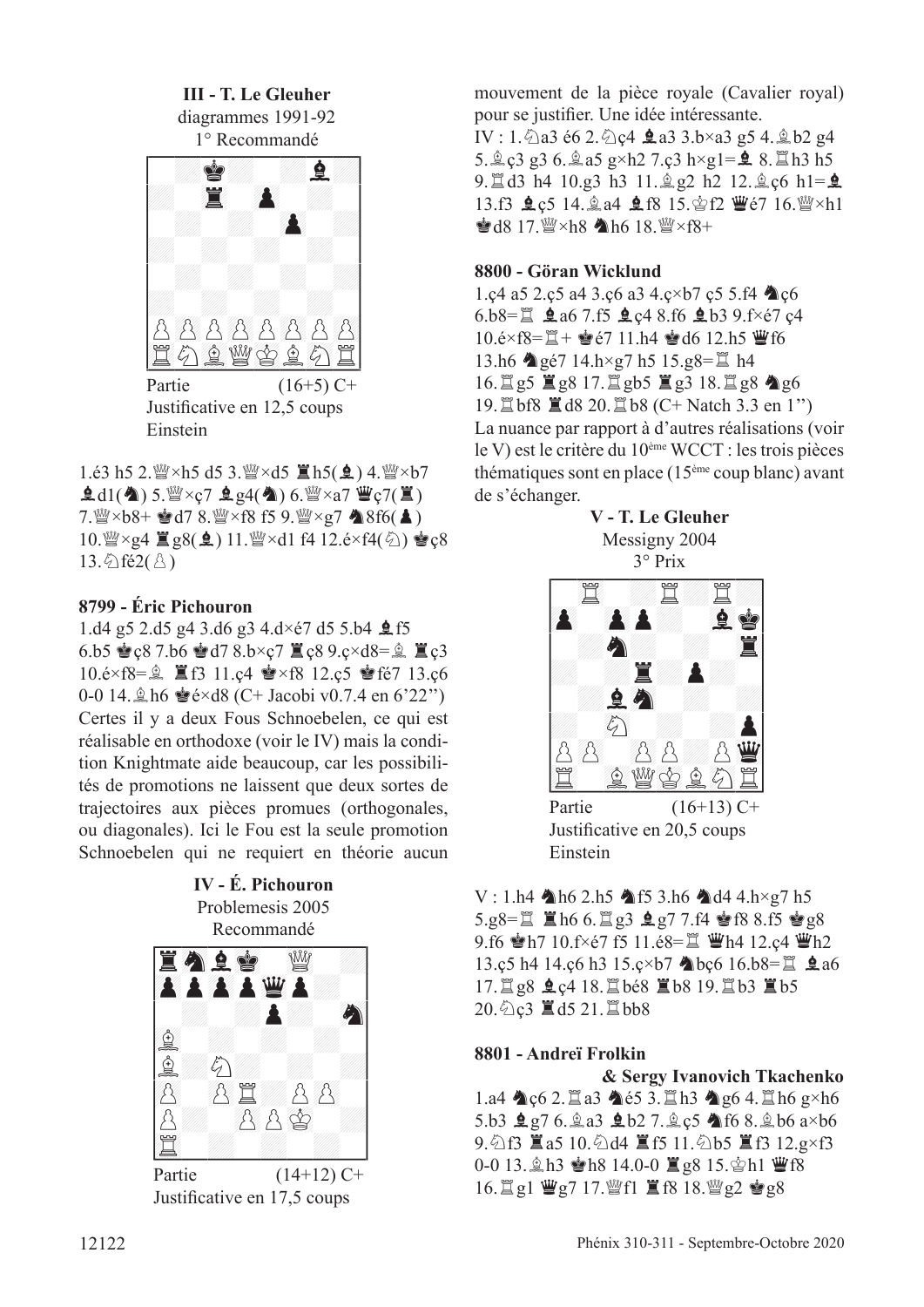**III - T. Le Gleuher**
diagrammes 1991-92
1° Recommandé

Partie (16+5) C+
Justificative en 12,5 coups
Einstein

1.é3 h5 2.♕×h5 d5 3.♕×d5 ♜h5(♝) 4.♕×b7 ♝d1(♞) 5.♕×ç7 ♝g4(♞) 6.♕×a7 ♛ç7(♜) 7.♕×b8+ ♚d7 8.♕×f8 f5 9.♕×g7 ♞8f6(♟) 10.♕×g4 ♜g8(♝) 11.♕×d1 f4 12.é×f4(♘) ♚ç8 13.♘fé2(♙)

### 8799 - Éric Pichouron

1.d4 g5 2.d5 g4 3.d6 g3 4.d×é7 d5 5.b4 ♝f5 6.b5 ♚ç8 7.b6 ♚d7 8.b×ç7 ♜ç8 9.ç×d8=♗ ♜ç3 10.é×f8=♗ ♜f3 11.ç4 ♚×f8 12.ç5 ♚fé7 13.ç6 0-0 14.♗h6 ♚é×d8 (C+ Jacobi v0.7.4 en 6'22'')
Certes il y a deux Fous Schnoebelen, ce qui est réalisable en orthodoxe (voir le IV) mais la condition Knightmate aide beaucoup, car les possibilités de promotions ne laissent que deux sortes de trajectoires aux pièces promues (orthogonales, ou diagonales). Ici le Fou est la seule promotion Schnoebelen qui ne requiert en théorie aucun mouvement de la pièce royale (Cavalier royal) pour se justifier. Une idée intéressante.

**IV - É. Pichouron**
Problemesis 2005
Recommandé

Partie (14+12) C+
Justificative en 17,5 coups

IV : 1.♘a3 é6 2.♘ç4 ♝a3 3.b×a3 g5 4.♗b2 g4 5.♗ç3 g3 6.♗a5 g×h2 7.ç3 h×g1=♝ 8.♖h3 h5 9.♖d3 h4 10.g3 h3 11.♗g2 h2 12.♗ç6 h1=♝ 13.f3 ♝ç5 14.♗a4 ♝f8 15.♔f2 ♛é7 16.♕×h1 ♚d8 17.♕×h8 ♞h6 18.♕×f8+

### 8800 - Göran Wicklund

1.ç4 a5 2.ç5 a4 3.ç6 a3 4.ç×b7 ç5 5.f4 ♞ç6 6.b8=♖ ♝a6 7.f5 ♝ç4 8.f6 ♝b3 9.f×é7 ç4 10.é×f8=♖+ ♚é7 11.h4 ♚d6 12.h5 ♛f6 13.h6 ♞gé7 14.h×g7 h5 15.g8=♖ h4 16.♖g5 ♜g8 17.♖gb5 ♜g3 18.♖g8 ♞g6 19.♖bf8 ♜d8 20.♖b8 (C+ Natch 3.3 en 1'')
La nuance par rapport à d'autres réalisations (voir le V) est le critère du 10ème WCCT : les trois pièces thématiques sont en place (15ème coup blanc) avant de s'échanger.

**V - T. Le Gleuher**
Messigny 2004
3° Prix

Partie (16+13) C+
Justificative en 20,5 coups
Einstein

V : 1.h4 ♞h6 2.h5 ♞f5 3.h6 ♞d4 4.h×g7 h5 5.g8=♖ ♜h6 6.♖g3 ♝g7 7.f4 ♚f8 8.f5 ♚g8 9.f6 ♚h7 10.f×é7 f5 11.é8=♖ ♛h4 12.ç4 ♛h2 13.ç5 h4 14.ç6 h3 15.ç×b7 ♞bç6 16.b8=♖ ♝a6 17.♖g8 ♝ç4 18.♖bé8 ♜b8 19.♖b3 ♜b5 20.♘ç3 ♜d5 21.♖bb8

### 8801 - Andreï Frolkin & Sergy Ivanovich Tkachenko

1.a4 ♞ç6 2.♖a3 ♞é5 3.♖h3 ♞g6 4.♖h6 g×h6 5.b3 ♝g7 6.♗a3 ♝b2 7.♗ç5 ♞f6 8.♗b6 a×b6 9.♘f3 ♜a5 10.♘d4 ♜f5 11.♘b5 ♜f3 12.g×f3 0-0 13.♗h3 ♚h8 14.0-0 ♜g8 15.♔h1 ♛f8 16.♖g1 ♛g7 17.♕f1 ♜f8 18.♕g2 ♚g8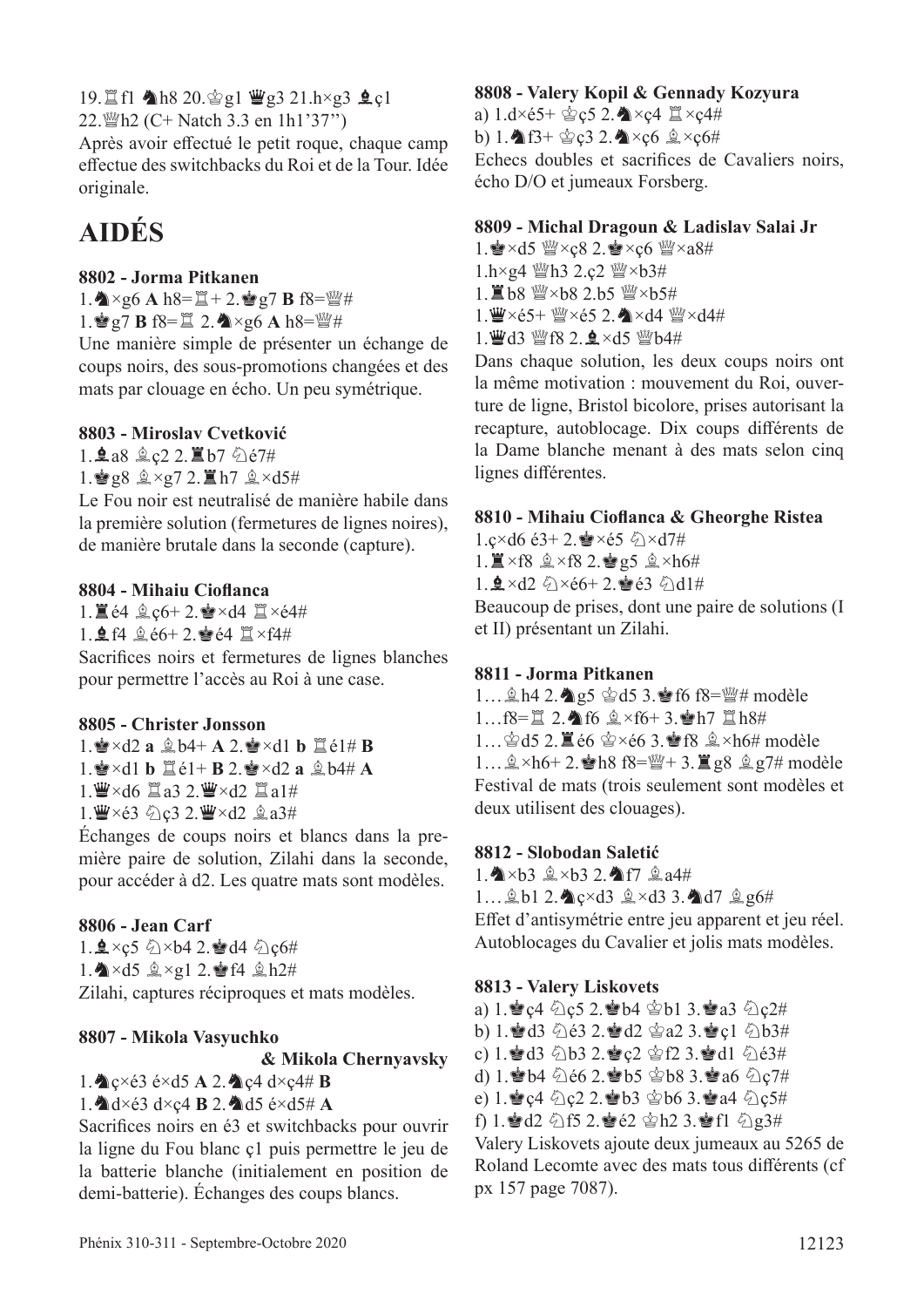19.♖f1 ♞h8 20.♔g1 ♛g3 21.h×g3 ♝ç1 22.♕h2 (C+ Natch 3.3 en 1h1'37'')

Après avoir effectué le petit roque, chaque camp effectue des switchbacks du Roi et de la Tour. Idée originale.

# AIDÉS

**8802 - Jorma Pitkanen**

1.♞×g6 **A** h8=♖+ 2.♚g7 **B** f8=♕#
1.♚g7 **B** f8=♖ 2.♞×g6 **A** h8=♕#

Une manière simple de présenter un échange de coups noirs, des sous-promotions changées et des mats par clouage en écho. Un peu symétrique.

**8803 - Miroslav Cvetković**

1.♝a8 ♗ç2 2.♜b7 ♘é7#
1.♚g8 ♗×g7 2.♜h7 ♗×d5#

Le Fou noir est neutralisé de manière habile dans la première solution (fermetures de lignes noires), de manière brutale dans la seconde (capture).

**8804 - Mihaiu Cioflanca**

1.♜é4 ♗ç6+ 2.♚×d4 ♖×é4#
1.♝f4 ♗é6+ 2.♚é4 ♖×f4#

Sacrifices noirs et fermetures de lignes blanches pour permettre l'accès au Roi à une case.

**8805 - Christer Jonsson**

1.♚×d2 **a** ♗b4+ **A** 2.♚×d1 **b** ♖é1# **B**
1.♚×d1 **b** ♖é1+ **B** 2.♚×d2 **a** ♗b4# **A**
1.♛×d6 ♖a3 2.♛×d2 ♖a1#
1.♛×é3 ♘ç3 2.♛×d2 ♗a3#

Échanges de coups noirs et blancs dans la première paire de solution, Zilahi dans la seconde, pour accéder à d2. Les quatre mats sont modèles.

**8806 - Jean Carf**

1.♝×ç5 ♘×b4 2.♚d4 ♘ç6#
1.♞×d5 ♗×g1 2.♚f4 ♗h2#

Zilahi, captures réciproques et mats modèles.

**8807 - Mikola Vasyuchko & Mikola Chernyavsky**

1.♞ç×é3 é×d5 **A** 2.♞ç4 d×ç4# **B**
1.♞d×é3 d×ç4 **B** 2.♞d5 é×d5# **A**

Sacrifices noirs en é3 et switchbacks pour ouvrir la ligne du Fou blanc ç1 puis permettre le jeu de la batterie blanche (initialement en position de demi-batterie). Échanges des coups blancs.

**8808 - Valery Kopil & Gennady Kozyura**

a) 1.d×é5+ ♔ç5 2.♞×ç4 ♖×ç4#
b) 1.♞f3+ ♔ç3 2.♞×ç6 ♗×ç6#

Echecs doubles et sacrifices de Cavaliers noirs, écho D/O et jumeaux Forsberg.

**8809 - Michal Dragoun & Ladislav Salai Jr**

1.♚×d5 ♕×ç8 2.♚×ç6 ♕×a8#
1.h×g4 ♕h3 2.ç2 ♕×b3#
1.♜b8 ♕×b8 2.b5 ♕×b5#
1.♛×é5+ ♕×é5 2.♞×d4 ♕×d4#
1.♛d3 ♕f8 2.♝×d5 ♕b4#

Dans chaque solution, les deux coups noirs ont la même motivation : mouvement du Roi, ouverture de ligne, Bristol bicolore, prises autorisant la recapture, autoblocage. Dix coups différents de la Dame blanche menant à des mats selon cinq lignes différentes.

**8810 - Mihaiu Cioflanca & Gheorghe Ristea**

1.ç×d6 é3+ 2.♚×é5 ♘×d7#
1.♜×f8 ♗×f8 2.♚g5 ♗×h6#
1.♝×d2 ♘×é6+ 2.♚é3 ♘d1#

Beaucoup de prises, dont une paire de solutions (I et II) présentant un Zilahi.

**8811 - Jorma Pitkanen**

1…♗h4 2.♞g5 ♔d5 3.♚f6 f8=♕# modèle
1…f8=♖ 2.♞f6 ♗×f6+ 3.♚h7 ♖h8#
1…♔d5 2.♜é6 ♔×é6 3.♚f8 ♗×h6# modèle
1…♗×h6+ 2.♚h8 f8=♕+ 3.♜g8 ♗g7# modèle

Festival de mats (trois seulement sont modèles et deux utilisent des clouages).

**8812 - Slobodan Saletić**

1.♞×b3 ♗×b3 2.♞f7 ♗a4#
1…♗b1 2.♞ç×d3 ♗×d3 3.♞d7 ♗g6#

Effet d'antisymétrie entre jeu apparent et jeu réel. Autoblocages du Cavalier et jolis mats modèles.

**8813 - Valery Liskovets**

a) 1.♚ç4 ♘ç5 2.♚b4 ♔b1 3.♚a3 ♘ç2#
b) 1.♚d3 ♘é3 2.♚d2 ♔a2 3.♚ç1 ♘b3#
c) 1.♚d3 ♘b3 2.♚ç2 ♔f2 3.♚d1 ♘é3#
d) 1.♚b4 ♘é6 2.♚b5 ♔b8 3.♚a6 ♘ç7#
e) 1.♚ç4 ♘ç2 2.♚b3 ♔b6 3.♚a4 ♘ç5#
f) 1.♚d2 ♘f5 2.♚é2 ♔h2 3.♚f1 ♘g3#

Valery Liskovets ajoute deux jumeaux au 5265 de Roland Lecomte avec des mats tous différents (cf px 157 page 7087).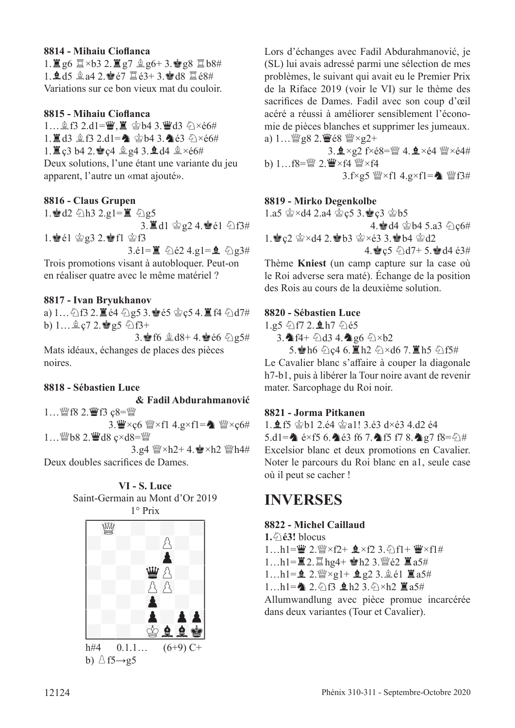**8814 - Mihaiu Cioflanca**

1.♜g6 ♖×b3 2.♜g7 ♗g6+ 3.♚g8 ♖b8#
1.♝d5 ♗a4 2.♚é7 ♖é3+ 3.♚d8 ♖é8#
Variations sur ce bon vieux mat du couloir.

**8815 - Mihaiu Cioflanca**

1…♗f3 2.d1=♛,♜ ♔b4 3.♛d3 ♘×é6#
1.♜d3 ♗f3 2.d1=♞ ♔b4 3.♞é3 ♘×é6#
1.♜ç3 b4 2.♚ç4 ♗g4 3.♝d4 ♗×é6#
Deux solutions, l'une étant une variante du jeu apparent, l'autre un «mat ajouté».

**8816 - Claus Grupen**

1.♚d2 ♘h3 2.g1=♜ ♘g5
3.♜d1 ♔g2 4.♚é1 ♘f3#
1.♚é1 ♔g3 2.♚f1 ♔f3
3.é1=♜ ♘é2 4.g1=♝ ♘g3#
Trois promotions visant à autobloquer. Peut-on en réaliser quatre avec le même matériel ?

**8817 - Ivan Bryukhanov**

a) 1…♘f3 2.♜é4 ♘g5 3.♚é5 ♔ç5 4.♜f4 ♘d7#
b) 1…♗ç7 2.♚g5 ♘f3+
3.♚f6 ♗d8+ 4.♚é6 ♘g5#
Mats idéaux, échanges de places des pièces noires.

**8818 - Sébastien Luce & Fadil Abdurahmanović**

1…♕f8 2.♛f3 ç8=♕
3.♛×ç6 ♕×f1 4.g×f1=♞ ♕×ç6#
1…♕b8 2.♛d8 ç×d8=♕
3.g4 ♕×h2+ 4.♚×h2 ♕h4#
Deux doubles sacrifices de Dames.

**VI - S. Luce**
Saint-Germain au Mont d'Or 2019
1° Prix

h#4 0.1.1… (6+9) C+
b) ♙f5→g5

Lors d'échanges avec Fadil Abdurahmanović, je (SL) lui avais adressé parmi une sélection de mes problèmes, le suivant qui avait eu le Premier Prix de la Riface 2019 (voir le VI) sur le thème des sacrifices de Dames. Fadil avec son coup d'œil acéré a réussi à améliorer sensiblement l'économie de pièces blanches et supprimer les jumeaux.

a) 1…♕g8 2.♛é8 ♕×g2+
3.♝×g2 f×é8=♕ 4.♝×é4 ♕×é4#
b) 1…f8=♕ 2.♛×f4 ♕×f4
3.f×g5 ♕×f1 4.g×f1=♞ ♕f3#

**8819 - Mirko Degenkolbe**

1.a5 ♔×d4 2.a4 ♔ç5 3.♚ç3 ♔b5
4.♚d4 ♔b4 5.a3 ♘ç6#
1.♚ç2 ♔×d4 2.♚b3 ♔×é3 3.♚b4 ♔d2
4.♚ç5 ♘d7+ 5.♚d4 é3#
Thème **Kniest** (un camp capture sur la case où le Roi adverse sera maté). Échange de la position des Rois au cours de la deuxième solution.

**8820 - Sébastien Luce**

1.g5 ♘f7 2.♝h7 ♘é5
3.♞f4+ ♘d3 4.♞g6 ♘×b2
5.♚h6 ♘ç4 6.♜h2 ♘×d6 7.♜h5 ♘f5#
Le Cavalier blanc s'affaire à couper la diagonale h7-b1, puis à libérer la Tour noire avant de revenir mater. Sarcophage du Roi noir.

**8821 - Jorma Pitkanen**

1.♝f5 ♔b1 2.é4 ♔a1! 3.é3 d×é3 4.d2 é4
5.d1=♞ é×f5 6.♞é3 f6 7.♞f5 f7 8.♞g7 f8=♘#
Excelsior blanc et deux promotions en Cavalier. Noter le parcours du Roi blanc en a1, seule case où il peut se cacher !

# INVERSES

**8822 - Michel Caillaud**

**1.♘é3!** blocus
1…h1=♛ 2.♕×f2+ ♝×f2 3.♘f1+ ♛×f1#
1…h1=♜ 2.♖hg4+ ♚h2 3.♕é2 ♜a5#
1…h1=♝ 2.♕×g1+ ♝g2 3.♗é1 ♜a5#
1…h1=♞ 2.♘f3 ♝h2 3.♘×h2 ♜a5#
Allumwandlung avec pièce promue incarcérée dans deux variantes (Tour et Cavalier).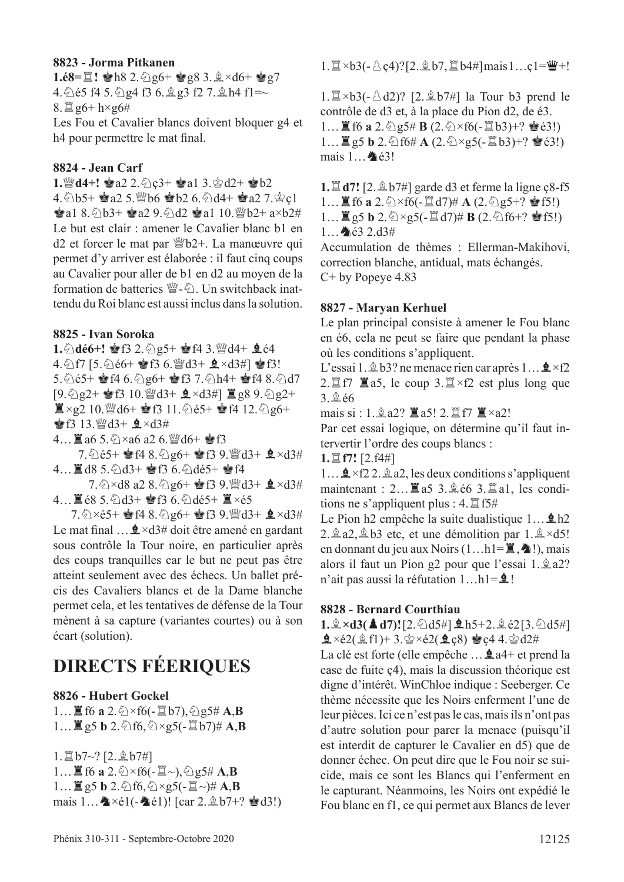#### 8823 - Jorma Pitkanen

**1.é8=♖!** ♚h8 2.♘g6+ ♚g8 3.♗×d6+ ♚g7 4.♘é5 f4 5.♘g4 f3 6.♗g3 f2 7.♗h4 f1=~ 8.♖g6+ h×g6#

Les Fou et Cavalier blancs doivent bloquer g4 et h4 pour permettre le mat final.

#### 8824 - Jean Carf

**1.♕d4+!** ♚a2 2.♘ç3+ ♚a1 3.♔d2+ ♚b2 4.♘b5+ ♚a2 5.♕b6 ♚b2 6.♘d4+ ♚a2 7.♔ç1 ♚a1 8.♘b3+ ♚a2 9.♘d2 ♚a1 10.♕b2+ a×b2#

Le but est clair : amener le Cavalier blanc b1 en d2 et forcer le mat par ♕b2+. La manœuvre qui permet d'y arriver est élaborée : il faut cinq coups au Cavalier pour aller de b1 en d2 au moyen de la formation de batteries ♕-♘. Un switchback inattendu du Roi blanc est aussi inclus dans la solution.

#### 8825 - Ivan Soroka

**1.♘dé6+!** ♚f3 2.♘g5+ ♚f4 3.♕d4+ ♝é4 4.♘f7 [5.♘é6+ ♚f3 6.♕d3+ ♝×d3#] ♚f3! 5.♘é5+ ♚f4 6.♘g6+ ♚f3 7.♘h4+ ♚f4 8.♘d7 [9.♘g2+ ♚f3 10.♕d3+ ♝×d3#] ♜g8 9.♘g2+ ♜×g2 10.♕d6+ ♚f3 11.♘é5+ ♚f4 12.♘g6+ ♚f3 13.♕d3+ ♝×d3#

4…♜a6 5.♘×a6 a2 6.♕d6+ ♚f3
 7.♘é5+ ♚f4 8.♘g6+ ♚f3 9.♕d3+ ♝×d3#

4…♜d8 5.♘d3+ ♚f3 6.♘dé5+ ♚f4
 7.♘×d8 a2 8.♘g6+ ♚f3 9.♕d3+ ♝×d3#

4…♜é8 5.♘d3+ ♚f3 6.♘dé5+ ♜×é5
 7.♘×é5+ ♚f4 8.♘g6+ ♚f3 9.♕d3+ ♝×d3#

Le mat final …♝×d3# doit être amené en gardant sous contrôle la Tour noire, en particulier après des coups tranquilles car le but ne peut pas être atteint seulement avec des échecs. Un ballet précis des Cavaliers blancs et de la Dame blanche permet cela, et les tentatives de défense de la Tour mènent à sa capture (variantes courtes) ou à son écart (solution).

# DIRECTS FÉERIQUES

#### 8826 - Hubert Gockel

1…♜f6 **a** 2.♘×f6(-♖b7),♘g5# **A**,**B**
1…♜g5 **b** 2.♘f6,♘×g5(-♖b7)# **A**,**B**

1.♖b7~? [2.♗b7#]
1…♜f6 **a** 2.♘×f6(-♖~),♘g5# **A**,**B**
1…♜g5 **b** 2.♘f6,♘×g5(-♖~)# **A**,**B**
mais 1…♞×é1(-♞é1)! [car 2.♗b7+? ♚d3!)

1.♖×b3(-♙ç4)?[2.♗b7,♖b4#]mais1…ç1=♛+!

1.♖×b3(-♙d2)? [2.♗b7#] la Tour b3 prend le contrôle de d3 et, à la place du Pion d2, de é3.
1…♜f6 **a** 2.♘g5# **B** (2.♘×f6(-♖b3)+? ♚é3!)
1…♜g5 **b** 2.♘f6# **A** (2.♘×g5(-♖b3)+? ♚é3!)
mais 1…♞é3!

**1.♖d7!** [2.♗b7#] garde d3 et ferme la ligne ç8-f5
1…♜f6 **a** 2.♘×f6(-♖d7)# **A** (2.♘g5+? ♚f5!)
1…♜g5 **b** 2.♘×g5(-♖d7)# **B** (2.♘f6+? ♚f5!)
1…♞é3 2.d3#

Accumulation de thèmes : Ellerman-Makihovi, correction blanche, antidual, mats échangés.
C+ by Popeye 4.83

#### 8827 - Maryan Kerhuel

Le plan principal consiste à amener le Fou blanc en é6, cela ne peut se faire que pendant la phase où les conditions s'appliquent.

L'essai 1.♗b3? ne menace rien car après 1…♝×f2 2.♖f7 ♜a5, le coup 3.♖×f2 est plus long que 3.♗é6

mais si : 1.♗a2? ♜a5! 2.♖f7 ♜×a2!

Par cet essai logique, on détermine qu'il faut intervertir l'ordre des coups blancs :

**1.♖f7!** [2.f4#]

1…♝×f2 2.♗a2, les deux conditions s'appliquent maintenant : 2…♜a5 3.♗é6 3.♖a1, les conditions ne s'appliquent plus : 4.♖f5#

Le Pion h2 empêche la suite dualistique 1…♝h2 2.♗a2,♗b3 etc, et une démolition par 1.♗×d5! en donnant du jeu aux Noirs (1…h1=♜,♞!), mais alors il faut un Pion g2 pour que l'essai 1.♗a2? n'ait pas aussi la réfutation 1…h1=♝!

#### 8828 - Bernard Courthiau

**1.♗×d3(♟d7)!**[2.♘d5#]♝h5+2.♗é2[3.♘d5#] ♝×é2(♗f1)+ 3.♔×é2(♝ç8) ♚ç4 4.♔d2#

La clé est forte (elle empêche …♝a4+ et prend la case de fuite ç4), mais la discussion théorique est digne d'intérêt. WinChloe indique : Seeberger. Ce thème nécessite que les Noirs enferment l'une de leur pièces. Ici ce n'est pas le cas, mais ils n'ont pas d'autre solution pour parer la menace (puisqu'il est interdit de capturer le Cavalier en d5) que de donner échec. On peut dire que le Fou noir se suicide, mais ce sont les Blancs qui l'enferment en le capturant. Néanmoins, les Noirs ont expédié le Fou blanc en f1, ce qui permet aux Blancs de lever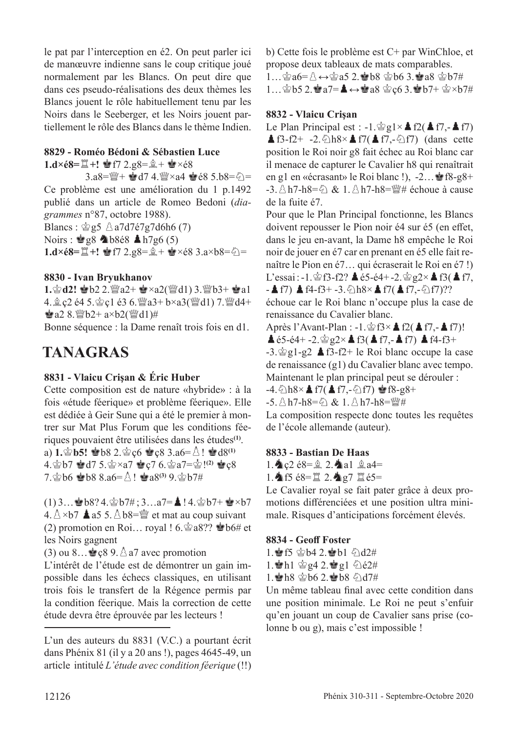le pat par l'interception en é2. On peut parler ici de manœuvre indienne sans le coup critique joué normalement par les Blancs. On peut dire que dans ces pseudo-réalisations des deux thèmes les Blancs jouent le rôle habituellement tenu par les Noirs dans le Seeberger, et les Noirs jouent partiellement le rôle des Blancs dans le thème Indien.

### 8829 - Roméo Bédoni & Sébastien Luce

**1.d×é8=♖+!** ♚f7 2.g8=♗+ ♚×é8 3.a8=♕+ ♚d7 4.♕×a4 ♚é8 5.b8=♘=

Ce problème est une amélioration du 1 p.1492 publié dans un article de Romeo Bedoni (*diagrammes* n°87, octobre 1988).

Blancs : ♔g5 ♙a7d7é7g7d6h6 (7)

Noirs : ♚g8 ♞b8é8 ♟h7g6 (5)

**1.d×é8=♖+!** ♚f7 2.g8=♗+ ♚×é8 3.a×b8=♘=

### 8830 - Ivan Bryukhanov

**1.♔d2!** ♚b2 2.♕a2+ ♚×a2(♕d1) 3.♕b3+ ♚a1 4.♗ç2 é4 5.♔ç1 é3 6.♕a3+ b×a3(♕d1) 7.♕d4+ ♚a2 8.♕b2+ a×b2(♕d1)#

Bonne séquence : la Dame renaît trois fois en d1.

## TANAGRAS

### 8831 - Vlaicu Crişan & Éric Huber

Cette composition est de nature «hybride» : à la fois «étude féerique» et problème féerique». Elle est dédiée à Geir Sune qui a été le premier à montrer sur Mat Plus Forum que les conditions féeriques pouvaient être utilisées dans les études[(1)].

a) **1.♔b5!** ♚b8 2.♔ç6 ♚ç8 3.a6=♙! ♚d8[(1)] 4.♔b7 ♚d7 5.♔×a7 ♚ç7 6.♔a7=♔![(2)] ♚ç8 7.♔b6 ♚b8 8.a6=♙! ♚a8[(3)] 9.♔b7#

(1) 3…♚b8? 4.♔b7# ; 3…a7=♟! 4.♔b7+ ♚×b7 4.♙×b7 ♟a5 5.♙b8=♕ et mat au coup suivant

(2) promotion en Roi… royal ! 6.♔a8?? ♚b6# et les Noirs gagnent

(3) ou 8…♚ç8 9.♙a7 avec promotion

L'intérêt de l'étude est de démontrer un gain impossible dans les échecs classiques, en utilisant trois fois le transfert de la Régence permis par la condition féerique. Mais la correction de cette étude devra être éprouvée par les lecteurs !

---

L'un des auteurs du 8831 (V.C.) a pourtant écrit dans Phénix 81 (il y a 20 ans !), pages 4645-49, un article intitulé *L'étude avec condition féerique* (!!)

b) Cette fois le problème est C+ par WinChloe, et propose deux tableaux de mats comparables.

1…♔a6=♙↔♔a5 2.♚b8 ♔b6 3.♚a8 ♔b7#

1…♔b5 2.♚a7=♟↔♚a8 ♔ç6 3.♚b7+ ♔×b7#

### 8832 - Vlaicu Crişan

Le Plan Principal est : -1.♔g1×♟f2(♟f7,-♟f7) ♟f3-f2+ -2.♘h8×♟f7(♟f7,-♘f7) (dans cette position le Roi noir g8 fait échec au Roi blanc car il menace de capturer le Cavalier h8 qui renaîtrait en g1 en «écrasant» le Roi blanc !), -2…♚f8-g8+ -3.♙h7-h8=♘ & 1.♙h7-h8=♕# échoue à cause de la fuite é7.

Pour que le Plan Principal fonctionne, les Blancs doivent repousser le Pion noir é4 sur é5 (en effet, dans le jeu en-avant, la Dame h8 empêche le Roi noir de jouer en é7 car en prenant en é5 elle fait renaître le Pion en é7… qui écraserait le Roi en é7 !)

L'essai : -1.♔f3-f2? ♟é5-é4+ -2.♔g2×♟f3(♟f7, -♟f7) ♟f4-f3+ -3.♘h8×♟f7(♟f7,-♘f7)?? échoue car le Roi blanc n'occupe plus la case de renaissance du Cavalier blanc.

Après l'Avant-Plan : -1.♔f3×♟f2(♟f7,-♟f7)! ♟é5-é4+ -2.♔g2×♟f3(♟f7,-♟f7) ♟f4-f3+ -3.♔g1-g2 ♟f3-f2+ le Roi blanc occupe la case de renaissance (g1) du Cavalier blanc avec tempo.

Maintenant le plan principal peut se dérouler :

-4.♘h8×♟f7(♟f7,-♘f7) ♚f8-g8+ -5.♙h7-h8=♘ & 1.♙h7-h8=♕#

La composition respecte donc toutes les requêtes de l'école allemande (auteur).

### 8833 - Bastian De Haas

1.♞ç2 é8=♗ 2.♞a1 ♗a4=

1.♞f5 é8=♖ 2.♞g7 ♖é5=

Le Cavalier royal se fait pater grâce à deux promotions différenciées et une position ultra minimale. Risques d'anticipations forcément élevés.

### 8834 - Geoff Foster

1.♚f5 ♔b4 2.♚b1 ♘d2#

1.♚h1 ♔g4 2.♚g1 ♘é2#

1.♚h8 ♔b6 2.♚b8 ♘d7#

Un même tableau final avec cette condition dans une position minimale. Le Roi ne peut s'enfuir qu'en jouant un coup de Cavalier sans prise (colonne b ou g), mais c'est impossible !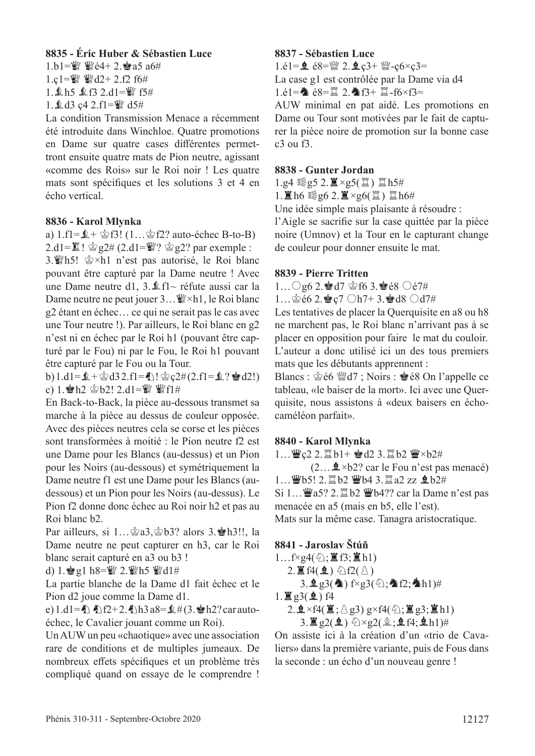**8835 - Éric Huber & Sébastien Luce**

1.b1=♕ ♕é4+ 2.♚a5 a6#

1.ç1=♕ ♕d2+ 2.f2 f6#

1.♗h5 ♗f3 2.d1=♕ f5#

1.♗d3 ç4 2.f1=♕ d5#

La condition Transmission Menace a récemment été introduite dans Winchloe. Quatre promotions en Dame sur quatre cases différentes permettront ensuite quatre mats de Pion neutre, agissant «comme des Rois» sur le Roi noir ! Les quatre mats sont spécifiques et les solutions 3 et 4 en écho vertical.

**8836 - Karol Mlynka**

a) 1.f1=♗+ ♔f3! (1…♔f2? auto-échec B-to-B) 2.d1=♖! ♔g2# (2.d1=♕? ♔g2? par exemple : 3.♕h5! ♔×h1 n'est pas autorisé, le Roi blanc pouvant être capturé par la Dame neutre ! Avec une Dame neutre d1, 3.♗f1~ réfute aussi car la Dame neutre ne peut jouer 3…♕×h1, le Roi blanc g2 étant en échec… ce qui ne serait pas le cas avec une Tour neutre !). Par ailleurs, le Roi blanc en g2 n'est ni en échec par le Roi h1 (pouvant être capturé par le Fou) ni par le Fou, le Roi h1 pouvant être capturé par le Fou ou la Tour.

b) 1.d1=♗+ ♔d3 2.f1=♘! ♔ç2# (2.f1=♗? ♚d2!)

c) 1.♚h2 ♔b2! 2.d1=♕ ♕f1#

En Back-to-Back, la pièce au-dessous transmet sa marche à la pièce au dessus de couleur opposée. Avec des pièces neutres cela se corse et les pièces sont transformées à moitié : le Pion neutre f2 est une Dame pour les Blancs (au-dessus) et un Pion pour les Noirs (au-dessous) et symétriquement la Dame neutre f1 est une Dame pour les Blancs (au-dessous) et un Pion pour les Noirs (au-dessus). Le Pion f2 donne donc échec au Roi noir h2 et pas au Roi blanc b2.

Par ailleurs, si 1…♔a3,♔b3? alors 3.♚h3!!, la Dame neutre ne peut capturer en h3, car le Roi blanc serait capturé en a3 ou b3 !

d) 1.♚g1 h8=♕ 2.♕h5 ♕d1#

La partie blanche de la Dame d1 fait échec et le Pion d2 joue comme la Dame d1.

e) 1.d1=♘ ♘f2+ 2.♘h3 a8=♗# (3.♚h2? car auto-échec, le Cavalier jouant comme un Roi).

Un AUW un peu «chaotique» avec une association rare de conditions et de multiples jumeaux. De nombreux effets spécifiques et un problème très compliqué quand on essaye de le comprendre !

**8837 - Sébastien Luce**

1.é1=♝ é8=♛ 2.♝ç3+ ♛-ç6×ç3=

La case g1 est contrôlée par la Dame via d4

1.é1=♞ é8=♜ 2.♞f3+ ♖-f6×f3=

AUW minimal en pat aidé. Les promotions en Dame ou Tour sont motivées par le fait de capturer la pièce noire de promotion sur la bonne case c3 ou f3.

**8838 - Gunter Jordan**

1.g4 Ⓔg5 2.♜×g5(♖) ♖h5#

1.♜h6 Ⓔg6 2.♜×g6(♖) ♖h6#

Une idée simple mais plaisante à résoudre : l'Aigle se sacrifie sur la case quittée par la pièce noire (Umnov) et la Tour en le capturant change de couleur pour donner ensuite le mat.

**8839 - Pierre Tritten**

1…○g6 2.♚d7 ♔f6 3.♚é8 ○é7#

1…♔é6 2.♚ç7 ○h7+ 3.♚d8 ○d7#

Les tentatives de placer la Querquisite en a8 ou h8 ne marchent pas, le Roi blanc n'arrivant pas à se placer en opposition pour faire le mat du couloir. L'auteur a donc utilisé ici un des tous premiers mats que les débutants apprennent :

Blancs : ♔é6 ♕d7 ; Noirs : ♚é8 On l'appelle ce tableau, «le baiser de la mort». Ici avec une Querquisite, nous assistons à «deux baisers en écho-caméléon parfait».

**8840 - Karol Mlynka**

1…♛ç2 2.♖b1+ ♚d2 3.♖b2 ♛×b2#

(2…♝×b2? car le Fou n'est pas menacé)

1…♛b5! 2.♖b2 ♛b4 3.♖a2 zz ♝b2#

Si 1…♛a5? 2.♖b2 ♛b4?? car la Dame n'est pas menacée en a5 (mais en b5, elle l'est).

Mats sur la même case. Tanagra aristocratique.

**8841 - Jaroslav Štúň**

1…f×g4(♘;♜f3;♜h1)

2.♜f4(♝) ♘f2(♙)

3.♝g3(♞) f×g3(♘;♞f2;♞h1)#

1.♜g3(♝) f4

2.♝×f4(♜;♙g3) g×f4(♘;♜g3;♜h1)

3.♜g2(♝) ♘×g2(♗;♝f4;♝h1)#

On assiste ici à la création d'un «trio de Cavaliers» dans la première variante, puis de Fous dans la seconde : un écho d'un nouveau genre !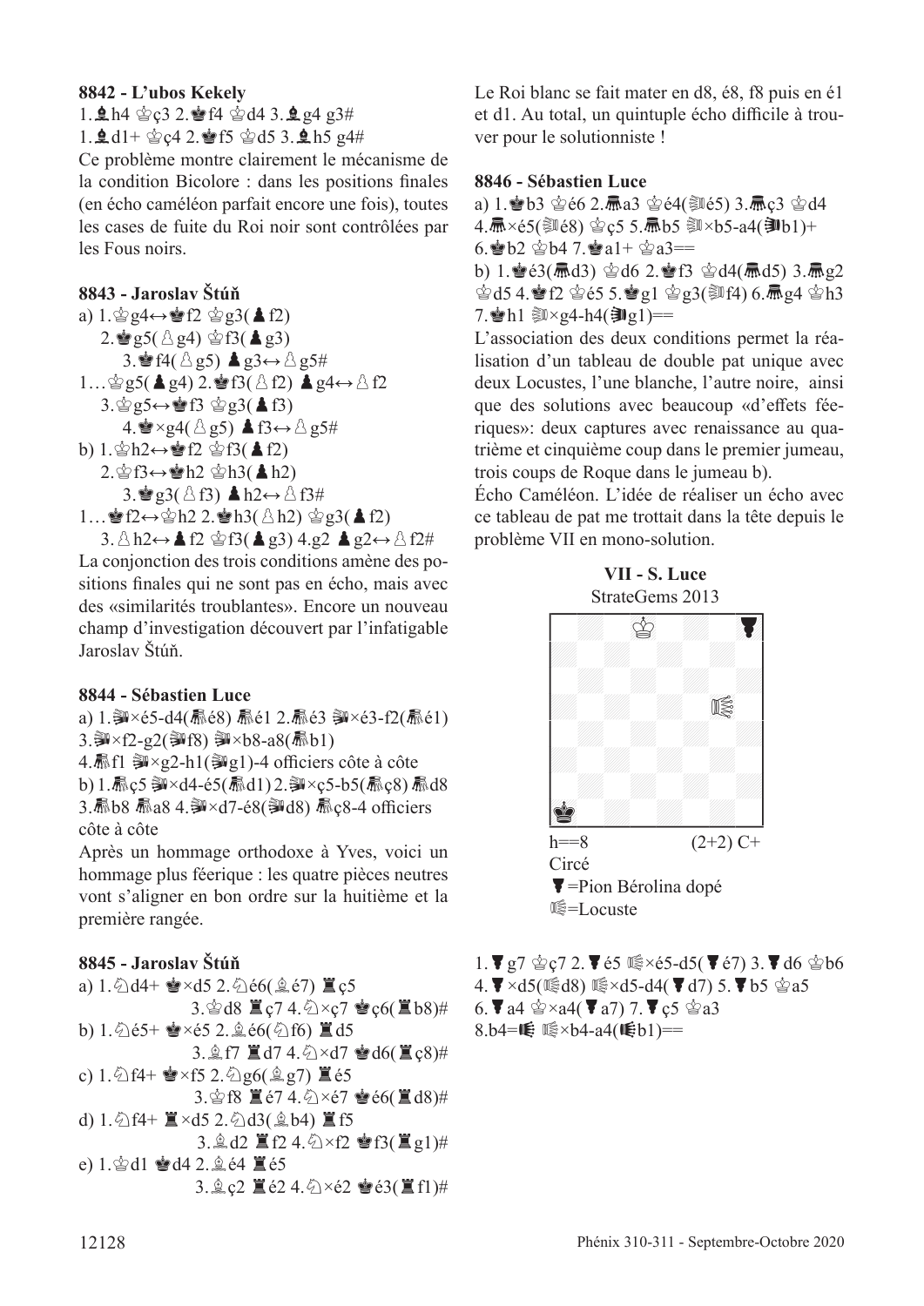**8842 - L'ubos Kekely**

1.♝h4 ♔ç3 2.♚f4 ♔d4 3.♝g4 g3#
1.♝d1+ ♔ç4 2.♚f5 ♔d5 3.♝h5 g4#

Ce problème montre clairement le mécanisme de la condition Bicolore : dans les positions finales (en écho caméléon parfait encore une fois), toutes les cases de fuite du Roi noir sont contrôlées par les Fous noirs.

**8843 - Jaroslav Štúň**

a) 1.♔g4↔♚f2 ♔g3(♟f2)
2.♚g5(♙g4) ♔f3(♟g3)
3.♚f4(♙g5) ♟g3↔♙g5#
1…♔g5(♟g4) 2.♚f3(♙f2) ♟g4↔♙f2
3.♔g5↔♚f3 ♔g3(♟f3)
4.♚×g4(♙g5) ♟f3↔♙g5#
b) 1.♔h2↔♚f2 ♔f3(♟f2)
2.♔f3↔♚h2 ♔h3(♟h2)
3.♚g3(♙f3) ♟h2↔♙f3#
1…♚f2↔♔h2 2.♚h3(♙h2) ♔g3(♟f2)
3.♙h2↔♟f2 ♔f3(♟g3) 4.g2 ♟g2↔♙f2#

La conjonction des trois conditions amène des positions finales qui ne sont pas en écho, mais avec des «similarités troublantes». Encore un nouveau champ d'investigation découvert par l'infatigable Jaroslav Štúň.

**8844 - Sébastien Luce**

a) 1.nL×é5-d4(nXé8) nXé1 2.nXé3 nL×é3-f2(nXé1)
3.nL×f2-g2(nLf8) nL×b8-a8(nXb1)
4.nXf1 nL×g2-h1(nLg1)-4 officiers côte à côte
b) 1.nXç5 nL×d4-é5(nXd1) 2.nL×ç5-b5(nXç8) nXd8
3.nXb8 nXa8 4.nL×d7-é8(nLd8) nXç8-4 officiers côte à côte

Après un hommage orthodoxe à Yves, voici un hommage plus féerique : les quatre pièces neutres vont s'aligner en bon ordre sur la huitième et la première rangée.

**8845 - Jaroslav Štúň**

a) 1.♘d4+ ♚×d5 2.♘é6(♗é7) ♜ç5
3.♔d8 ♜ç7 4.♘×ç7 ♚ç6(♜b8)#
b) 1.♘é5+ ♚×é5 2.♗é6(♘f6) ♜d5
3.♗f7 ♜d7 4.♘×d7 ♚d6(♜ç8)#
c) 1.♘f4+ ♚×f5 2.♘g6(♗g7) ♜é5
3.♔f8 ♜é7 4.♘×é7 ♚é6(♜d8)#
d) 1.♘f4+ ♜×d5 2.♘d3(♗b4) ♜f5
3.♗d2 ♜f2 4.♘×f2 ♚f3(♜g1)#
e) 1.♔d1 ♚d4 2.♗é4 ♜é5
3.♗ç2 ♜é2 4.♘×é2 ♚é3(♜f1)#

Le Roi blanc se fait mater en d8, é8, f8 puis en é1 et d1. Au total, un quintuple écho difficile à trouver pour le solutionniste !

**8846 - Sébastien Luce**

a) 1.♚b3 ♔é6 2.bLa3 ♔é4(Lé5) 3.bLç3 ♔d4
4.bL×é5(Lé8) ♔ç5 5.bLb5 L×b5-a4(bLb1)+
6.♚b2 ♔b4 7.♚a1+ ♔a3==
b) 1.♚é3(bLd3) ♔d6 2.♚f3 ♔d4(bLd5) 3.bLg2
♔d5 4.♚f2 ♔é5 5.♚g1 ♔g3(Lf4) 6.bLg4 ♔h3
7.♚h1 L×g4-h4(bLg1)==

L'association des deux conditions permet la réalisation d'un tableau de double pat unique avec deux Locustes, l'une blanche, l'autre noire, ainsi que des solutions avec beaucoup «d'effets féeriques»: deux captures avec renaissance au quatrième et cinquième coup dans le premier jumeau, trois coups de Roque dans le jumeau b).

Écho Caméléon. L'idée de réaliser un écho avec ce tableau de pat me trottait dans la tête depuis le problème VII en mono-solution.

**VII - S. Luce**
StrateGems 2013

h==8 (2+2) C+
Circé
P=Pion Bérolina dopé
L=Locuste

1.Pg7 ♔ç7 2.Pé5 L×é5-d5(Pé7) 3.Pd6 ♔b6
4.P×d5(Ld8) L×d5-d4(Pd7) 5.Pb5 ♔a5
6.Pa4 ♔×a4(Pa7) 7.Pç5 ♔a3
8.b4=bL L×b4-a4(bLb1)==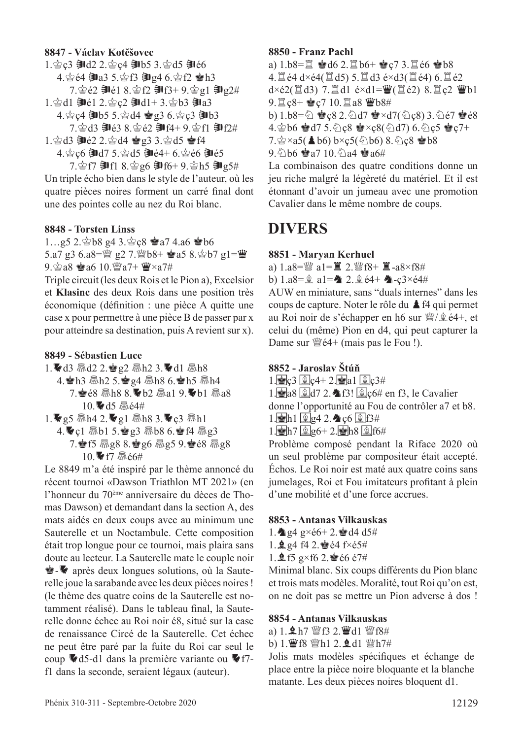**8847 - Václav Kotěšovec**

1.♔ç3 ♞d2 2.♔ç4 ♞b5 3.♔d5 ♞é6 4.♔é4 ♞a3 5.♔f3 ♞g4 6.♔f2 ♚h3 7.♔é2 ♞é1 8.♔f2 ♞f3+ 9.♔g1 ♞g2#

1.♔d1 ♞é1 2.♔ç2 ♞d1+ 3.♔b3 ♞a3 4.♔ç4 ♞b5 5.♔d4 ♚g3 6.♔ç3 ♞b3 7.♔d3 ♞é3 8.♔é2 ♞f4+ 9.♔f1 ♞f2#

1.♔d3 ♞é2 2.♔d4 ♚g3 3.♔d5 ♚f4 4.♔ç6 ♞d7 5.♔d5 ♞é4+ 6.♔é6 ♞é5 7.♔f7 ♞f1 8.♔g6 ♞f6+ 9.♔h5 ♞g5#

Un triple écho bien dans le style de l'auteur, où les quatre pièces noires forment un carré final dont une des pointes colle au nez du Roi blanc.

**8848 - Torsten Linss**

1…g5 2.♔b8 g4 3.♔ç8 ♚a7 4.a6 ♚b6 5.a7 g3 6.a8=♕ g2 7.♕b8+ ♚a5 8.♔b7 g1=♛ 9.♔a8 ♚a6 10.♕a7+ ♛×a7#

Triple circuit (les deux Rois et le Pion a), Excelsior et **Klasinc** des deux Rois dans une position très économique (définition : une pièce A quitte une case x pour permettre à une pièce B de passer par x pour atteindre sa destination, puis A revient sur x).

**8849 - Sébastien Luce**

1.♞d3 ♘d2 2.♚g2 ♘h2 3.♞d1 ♘h8 4.♚h3 ♘h2 5.♚g4 ♘h8 6.♚h5 ♘h4 7.♚é8 ♘h8 8.♞b2 ♘a1 9.♞b1 ♘a8 10.♞d5 ♘é4#

1.♞g5 ♘h4 2.♞g1 ♘h8 3.♞ç3 ♘h1 4.♞ç1 ♘b1 5.♚g3 ♘b8 6.♚f4 ♘g3 7.♚f5 ♘g8 8.♚g6 ♘g5 9.♚é8 ♘g8 10.♞f7 ♘é6#

Le 8849 m'a été inspiré par le thème annoncé du récent tournoi «Dawson Triathlon MT 2021» (en l'honneur du 70ème anniversaire du décès de Thomas Dawson) et demandant dans la section A, des mats aidés en deux coups avec au minimum une Sauterelle et un Noctambule. Cette composition était trop longue pour ce tournoi, mais plaira sans doute au lecteur. La Sauterelle mate le couple noir ♚-♞ après deux longues solutions, où la Sauterelle joue la sarabande avec les deux pièces noires ! (le thème des quatre coins de la Sauterelle est notamment réalisé). Dans le tableau final, la Sauterelle donne échec au Roi noir é8, situé sur la case de renaissance Circé de la Sauterelle. Cet échec ne peut être paré par la fuite du Roi car seul le coup ♞d5-d1 dans la première variante ou ♞f7-f1 dans la seconde, seraient légaux (auteur).

**8850 - Franz Pachl**

a) 1.b8=♖ ♚d6 2.♖b6+ ♚ç7 3.♖é6 ♚b8 4.♖é4 d×é4(♖d5) 5.♖d3 é×d3(♖é4) 6.♖é2 d×é2(♖d3) 7.♖d1 é×d1=♛(♖é2) 8.♖ç2 ♛b1 9.♖ç8+ ♚ç7 10.♖a8 ♛b8#

b) 1.b8=♘ ♚ç8 2.♘d7 ♚×d7(♘ç8) 3.♘é7 ♚é8 4.♔b6 ♚d7 5.♘ç8 ♚×ç8(♘d7) 6.♘ç5 ♚ç7+ 7.♔×a5(♟b6) b×ç5(♘b6) 8.♘ç8 ♚b8 9.♘b6 ♚a7 10.♘a4 ♚a6#

La combinaison des quatre conditions donne un jeu riche malgré la légèreté du matériel. Et il est étonnant d'avoir un jumeau avec une promotion Cavalier dans le même nombre de coups.

# DIVERS

**8851 - Maryan Kerhuel**

a) 1.a8=♕ a1=♜ 2.♕f8+ ♜-a8×f8#

b) 1.a8=♗ a1=♞ 2.♗é4+ ♞-ç3×é4#

AUW en miniature, sans "duals internes" dans les coups de capture. Noter le rôle du ♟f4 qui permet au Roi noir de s'échapper en h6 sur ♕/♗é4+, et celui du (même) Pion en d4, qui peut capturer la Dame sur ♕é4+ (mais pas le Fou !).

**8852 - Jaroslav Štúň**

1.♚ç3 ♗ç4+ 2.♚a1 ♗ç3#

1.♚a8 ♗d7 2.♞f3! ♗ç6# en f3, le Cavalier donne l'opportunité au Fou de contrôler a7 et b8.

1.♚h1 ♗g4 2.♞ç6 ♗f3#

1.♚h7 ♗g6+ 2.♚h8 ♗f6#

Problème composé pendant la Riface 2020 où un seul problème par compositeur était accepté. Échos. Le Roi noir est maté aux quatre coins sans jumelages, Roi et Fou imitateurs profitant à plein d'une mobilité et d'une force accrues.

**8853 - Antanas Vilkauskas**

1.♞g4 g×é6+ 2.♚d4 d5#

1.♝g4 f4 2.♚é4 f×é5#

1.♝f5 g×f6 2.♚é6 é7#

Minimal blanc. Six coups différents du Pion blanc et trois mats modèles. Moralité, tout Roi qu'on est, on ne doit pas se mettre un Pion adverse à dos !

**8854 - Antanas Vilkauskas**

a) 1.♝h7 ♕f3 2.♛d1 ♕f8#

b) 1.♛f8 ♕h1 2.♝d1 ♕h7#

Jolis mats modèles spécifiques et échange de place entre la pièce noire bloquante et la blanche matante. Les deux pièces noires bloquent d1.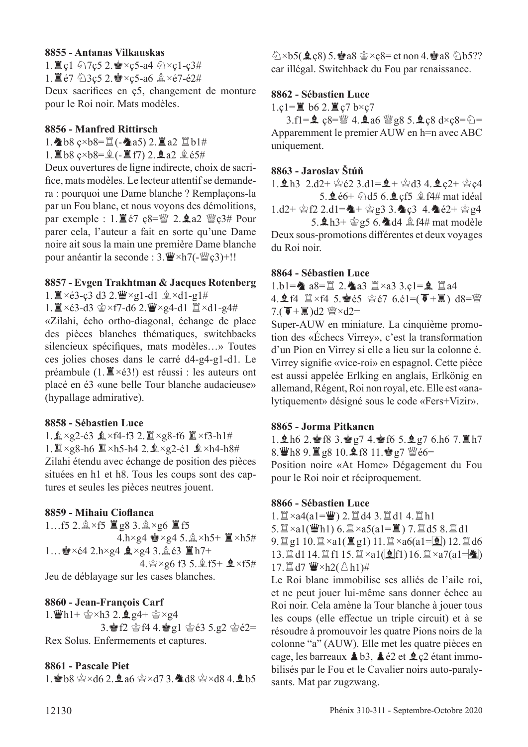**8855 - Antanas Vilkauskas**

1.♜ç1 ♘7ç5 2.♚×ç5-a4 ♘×ç1-ç3#
1.♜é7 ♘3ç5 2.♚×ç5-a6 ♗×é7-é2#

Deux sacrifices en ç5, changement de monture pour le Roi noir. Mats modèles.

**8856 - Manfred Rittirsch**

1.♞b8 ç×b8=♖(-♞a5) 2.♜a2 ♖b1#
1.♜b8 ç×b8=♗(-♜f7) 2.♝a2 ♗é5#

Deux ouvertures de ligne indirecte, choix de sacrifice, mats modèles. Le lecteur attentif se demandera : pourquoi une Dame blanche ? Remplaçons-la par un Fou blanc, et nous voyons des démolitions, par exemple : 1.♜é7 ç8=♕ 2.♝a2 ♕ç3# Pour parer cela, l'auteur a fait en sorte qu'une Dame noire ait sous la main une première Dame blanche pour anéantir la seconde : 3.♛×h7(-♕ç3)+!!

**8857 - Evgen Trakhtman & Jacques Rotenberg**

1.♜×é3-ç3 d3 2.♛×g1-d1 ♗×d1-g1#
1.♜×é3-d3 ♔×f7-d6 2.♛×g4-d1 ♖×d1-g4#

«Zilahi, écho ortho-diagonal, échange de place des pièces blanches thématiques, switchbacks silencieux spécifiques, mats modèles…» Toutes ces jolies choses dans le carré d4-g4-g1-d1. Le préambule (1.♜×é3!) est réussi : les auteurs ont placé en é3 «une belle Tour blanche audacieuse» (hypallage admirative).

**8858 - Sébastien Luce**

1.♗×g2-é3 ♝×f4-f3 2.♖×g8-f6 ♜×f3-h1#
1.♖×g8-h6 ♜×h5-h4 2.♗×g2-é1 ♝×h4-h8#

Zilahi étendu avec échange de position des pièces situées en h1 et h8. Tous les coups sont des captures et seules les pièces neutres jouent.

**8859 - Mihaiu Cioflanca**

1…f5 2.♗×f5 ♜g8 3.♗×g6 ♜f5
4.h×g4 ♚×g4 5.♗×h5+ ♜×h5#
1…♚×é4 2.h×g4 ♝×g4 3.♗é3 ♜h7+
4.♔×g6 f3 5.♗f5+ ♝×f5#

Jeu de déblayage sur les cases blanches.

**8860 - Jean-François Carf**

1.♛h1+ ♔×h3 2.♝g4+ ♔×g4
3.♚f2 ♔f4 4.♚g1 ♔é3 5.g2 ♔é2=

Rex Solus. Enfermements et captures.

**8861 - Pascale Piet**

1.♚b8 ♔×d6 2.♝a6 ♔×d7 3.♞d8 ♔×d8 4.♝b5 ♘×b5(♝ç8) 5.♚a8 ♔×ç8= et non 4.♚a8 ♘b5?? car illégal. Switchback du Fou par renaissance.

**8862 - Sébastien Luce**

1.ç1=♜ b6 2.♜ç7 b×ç7
3.f1=♝ ç8=♕ 4.♝a6 ♕g8 5.♝ç8 d×ç8=♘=

Apparemment le premier AUW en h=n avec ABC uniquement.

**8863 - Jaroslav Štúň**

1.♝h3 2.d2+ ♔é2 3.d1=♝+ ♔d3 4.♝ç2+ ♔ç4
5.♝é6+ ♘d5 6.♝çf5 ♗f4# mat idéal
1.d2+ ♔f2 2.d1=♞+ ♔g3 3.♞ç3 4.♞é2+ ♔g4
5.♝h3+ ♔g5 6.♞d4 ♗f4# mat modèle

Deux sous-promotions différentes et deux voyages du Roi noir.

**8864 - Sébastien Luce**

1.b1=♞ a8=♖ 2.♞a3 ♖×a3 3.ç1=♝ ♖a4
4.♝f4 ♖×f4 5.♚é5 ♔é7 6.é1=(♝+♜) d8=♕
7.(♝+♜)d2 ♕×d2=

Super-AUW en miniature. La cinquième promotion des «Échecs Virrey», c'est la transformation d'un Pion en Virrey si elle a lieu sur la colonne é. Virrey signifie «vice-roi» en espagnol. Cette pièce est aussi appelée Erlking en anglais, Erlkönig en allemand, Régent, Roi non royal, etc. Elle est «analytiquement» désigné sous le code «Fers+Vizir».

**8865 - Jorma Pitkanen**

1.♝h6 2.♚f8 3.♚g7 4.♚f6 5.♝g7 6.h6 7.♜h7
8.♛h8 9.♜g8 10.♝f8 11.♚g7 ♕é6=

Position noire «At Home» Dégagement du Fou pour le Roi noir et réciproquement.

**8866 - Sébastien Luce**

1.♖×a4(a1=♛) 2.♖d4 3.♖d1 4.♖h1
5.♖×a1(♛h1) 6.♖×a5(a1=♜) 7.♖d5 8.♖d1
9.♖g1 10.♖×a1(♜g1) 11.♖×a6(a1=♝) 12.♖d6
13.♖d1 14.♖f1 15.♖×a1(♝f1) 16.♖×a7(a1=♞)
17.♖d7 ♛×h2(♙h1)#

Le Roi blanc immobilise ses alliés de l'aile roi, et ne peut jouer lui-même sans donner échec au Roi noir. Cela amène la Tour blanche à jouer tous les coups (elle effectue un triple circuit) et à se résoudre à promouvoir les quatre Pions noirs de la colonne "a" (AUW). Elle met les quatre pièces en cage, les barreaux ♟b3, ♟é2 et ♝ç2 étant immobilisés par le Fou et le Cavalier noirs auto-paralysants. Mat par zugzwang.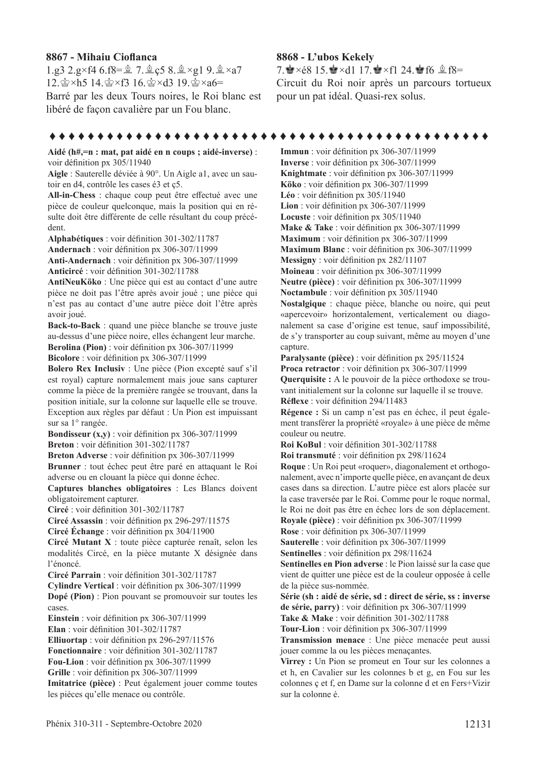**8867 - Mihaiu Cioflanca**

1.g3 2.g×f4 6.f8=♗ 7.♗ç5 8.♗×g1 9.♗×a7 12.♔×h5 14.♔×f3 16.♔×d3 19.♔×a6=

Barré par les deux Tours noires, le Roi blanc est libéré de façon cavalière par un Fou blanc.

**8868 - L'ubos Kekely**

7.♚×é8 15.♚×d1 17.♚×f1 24.♚f6 ♗f8=

Circuit du Roi noir après un parcours tortueux pour un pat idéal. Quasi-rex solus.

♦ ♦ ♦ ♦ ♦ ♦ ♦ ♦ ♦ ♦ ♦ ♦ ♦ ♦ ♦ ♦ ♦ ♦ ♦ ♦ ♦ ♦ ♦ ♦ ♦ ♦ ♦ ♦ ♦ ♦ ♦ ♦ ♦ ♦ ♦ ♦ ♦ ♦ ♦ ♦ ♦ ♦ ♦ ♦ ♦

**Aidé (h#,=n : mat, pat aidé en n coups ; aidé-inverse)** : voir définition px 305/11940

**Aigle** : Sauterelle déviée à 90°. Un Aigle a1, avec un sautoir en d4, contrôle les cases é3 et ç5.

**All-in-Chess** : chaque coup peut être effectué avec une pièce de couleur quelconque, mais la position qui en résulte doit être différente de celle résultant du coup précédent.

**Alphabétiques** : voir définition 301-302/11787

**Andernach** : voir définition px 306-307/11999

**Anti-Andernach** : voir définition px 306-307/11999

**Anticircé** : voir définition 301-302/11788

**AntiNeuKöko** : Une pièce qui est au contact d'une autre pièce ne doit pas l'être après avoir joué ; une pièce qui n'est pas au contact d'une autre pièce doit l'être après avoir joué.

**Back-to-Back** : quand une pièce blanche se trouve juste au-dessus d'une pièce noire, elles échangent leur marche.

**Berolina (Pion)** : voir définition px 306-307/11999

**Bicolore** : voir définition px 306-307/11999

**Bolero Rex Inclusiv** : Une pièce (Pion excepté sauf s'il est royal) capture normalement mais joue sans capturer comme la pièce de la première rangée se trouvant, dans la position initiale, sur la colonne sur laquelle elle se trouve. Exception aux règles par défaut : Un Pion est impuissant sur sa 1° rangée.

**Bondisseur (x,y)** : voir définition px 306-307/11999

**Breton** : voir définition 301-302/11787

**Breton Adverse** : voir définition px 306-307/11999

**Brunner** : tout échec peut être paré en attaquant le Roi adverse ou en clouant la pièce qui donne échec.

**Captures blanches obligatoires** : Les Blancs doivent obligatoirement capturer.

**Circé** : voir définition 301-302/11787

**Circé Assassin** : voir définition px 296-297/11575

**Circé Échange** : voir définition px 304/11900

**Circé Mutant X** : toute pièce capturée renaît, selon les modalités Circé, en la pièce mutante X désignée dans l'énoncé.

**Circé Parrain** : voir définition 301-302/11787

**Cylindre Vertical** : voir définition px 306-307/11999

**Dopé (Pion)** : Pion pouvant se promouvoir sur toutes les cases.

**Einstein** : voir définition px 306-307/11999

**Elan** : voir définition 301-302/11787

**Elliuortap** : voir définition px 296-297/11576

**Fonctionnaire** : voir définition 301-302/11787

**Fou-Lion** : voir définition px 306-307/11999

**Grille** : voir définition px 306-307/11999

**Imitatrice (pièce)** : Peut également jouer comme toutes les pièces qu'elle menace ou contrôle.

**Immun** : voir définition px 306-307/11999

**Inverse** : voir définition px 306-307/11999

**Knightmate** : voir définition px 306-307/11999

**Köko** : voir définition px 306-307/11999

**Léo** : voir définition px 305/11940

**Lion** : voir définition px 306-307/11999

**Locuste** : voir définition px 305/11940

**Make & Take** : voir définition px 306-307/11999

**Maximum** : voir définition px 306-307/11999

**Maximum Blanc** : voir définition px 306-307/11999

**Messigny** : voir définition px 282/11107

**Moineau** : voir définition px 306-307/11999

**Neutre (pièce)** : voir définition px 306-307/11999

**Noctambule** : voir définition px 305/11940

**Nostalgique** : chaque pièce, blanche ou noire, qui peut «apercevoir» horizontalement, verticalement ou diagonalement sa case d'origine est tenue, sauf impossibilité, de s'y transporter au coup suivant, même au moyen d'une capture.

**Paralysante (pièce)** : voir définition px 295/11524

**Proca retractor** : voir définition px 306-307/11999

**Querquisite :** A le pouvoir de la pièce orthodoxe se trouvant initialement sur la colonne sur laquelle il se trouve.

**Réflexe** : voir définition 294/11483

**Régence :** Si un camp n'est pas en échec, il peut également transférer la propriété «royale» à une pièce de même couleur ou neutre.

**Roi KoBul** : voir définition 301-302/11788

**Roi transmuté** : voir définition px 298/11624

**Roque** : Un Roi peut «roquer», diagonalement et orthogonalement, avec n'importe quelle pièce, en avançant de deux cases dans sa direction. L'autre pièce est alors placée sur la case traversée par le Roi. Comme pour le roque normal, le Roi ne doit pas être en échec lors de son déplacement.

**Royale (pièce)** : voir définition px 306-307/11999

**Rose** : voir définition px 306-307/11999

**Sauterelle** : voir définition px 306-307/11999

**Sentinelles** : voir définition px 298/11624

**Sentinelles en Pion adverse** : le Pion laissé sur la case que vient de quitter une pièce est de la couleur opposée à celle de la pièce sus-nommée.

**Série (sh : aidé de série, sd : direct de série, ss : inverse de série, parry)** : voir définition px 306-307/11999

**Take & Make** : voir définition 301-302/11788

**Tour-Lion** : voir définition px 306-307/11999

**Transmission menace** : Une pièce menacée peut aussi jouer comme la ou les pièces menaçantes.

**Virrey :** Un Pion se promeut en Tour sur les colonnes a et h, en Cavalier sur les colonnes b et g, en Fou sur les colonnes ç et f, en Dame sur la colonne d et en Fers+Vizir sur la colonne é.